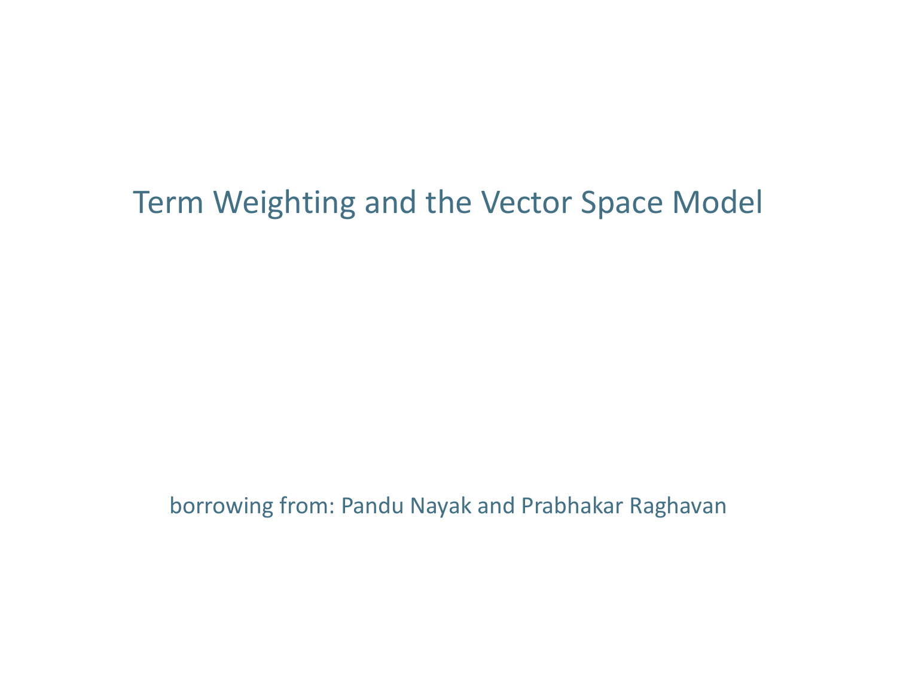# Term Weighting and the Vector Space Model

borrowing from: Pandu Nayak and Prabhakar Raghavan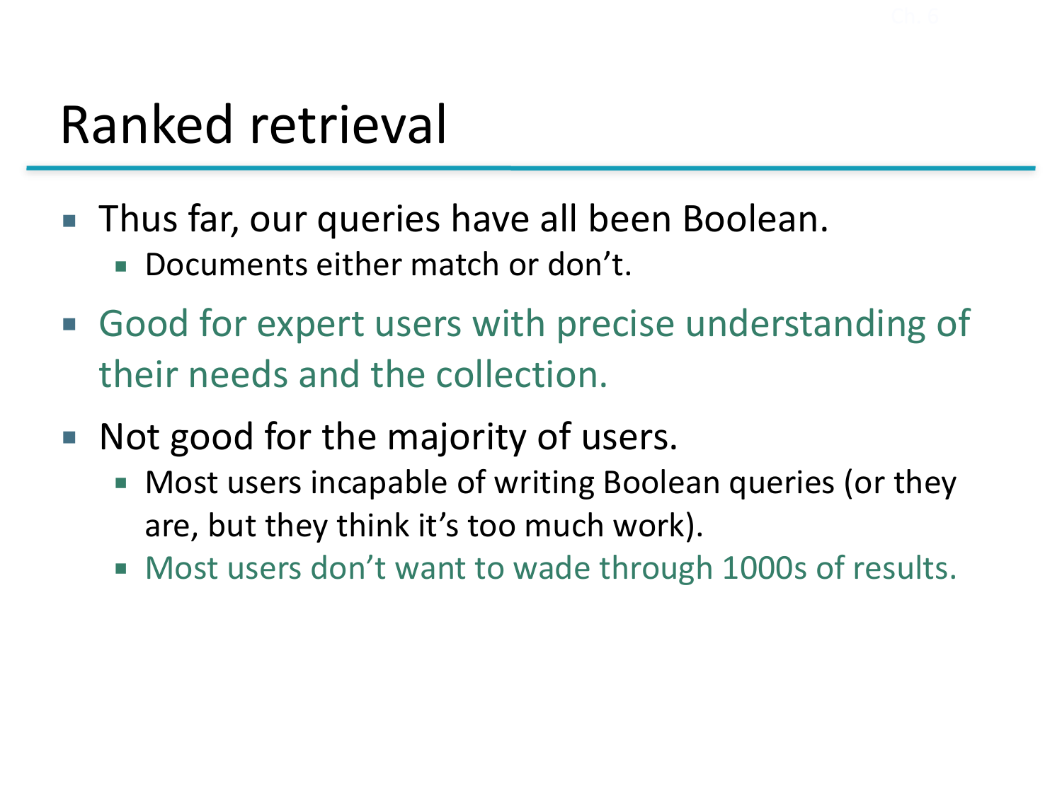# Ranked retrieval

- Thus far, our queries have all been Boolean.
  - Documents either match or don't.
- Good for expert users with precise understanding of their needs and the collection.
- Not good for the majority of users.
  - Most users incapable of writing Boolean queries (or they are, but they think it's too much work).
  - Most users don't want to wade through 1000s of results.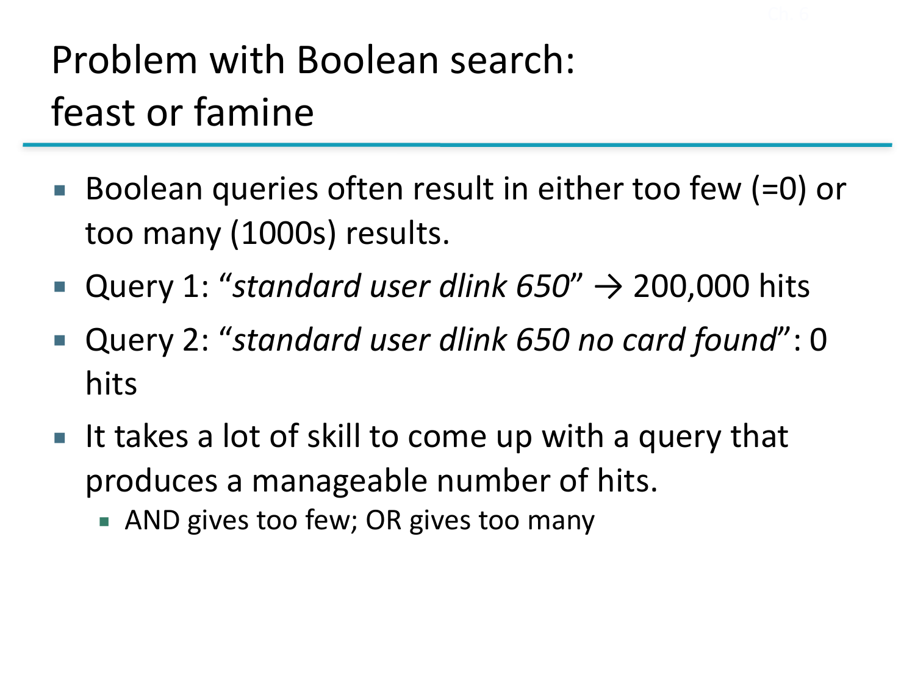# Problem with Boolean search: feast or famine

- Boolean queries often result in either too few (=0) or too many (1000s) results.
- Query 1: "*standard user dlink 650*" → 200,000 hits
- Query 2: "*standard user dlink 650 no card found*": 0 hits
- It takes a lot of skill to come up with a query that produces a manageable number of hits.
  - AND gives too few; OR gives too many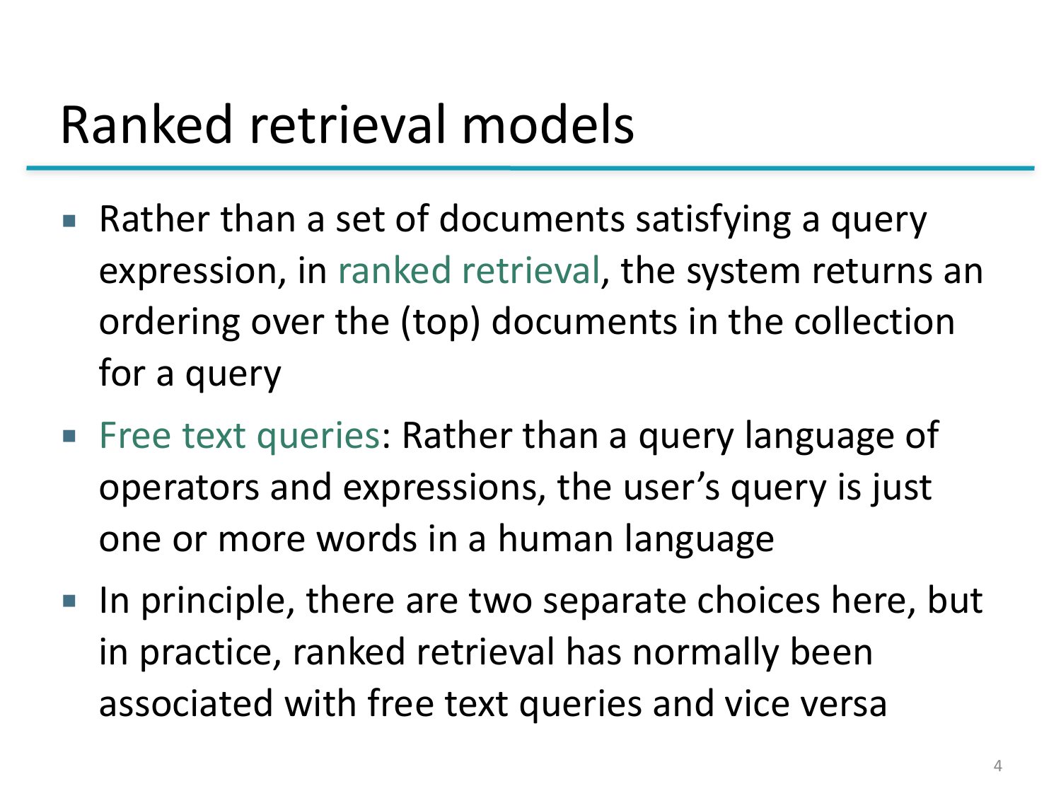# Ranked retrieval models

- Rather than a set of documents satisfying a query expression, in ranked retrieval, the system returns an ordering over the (top) documents in the collection for a query
- Free text queries: Rather than a query language of operators and expressions, the user's query is just one or more words in a human language
- In principle, there are two separate choices here, but in practice, ranked retrieval has normally been associated with free text queries and vice versa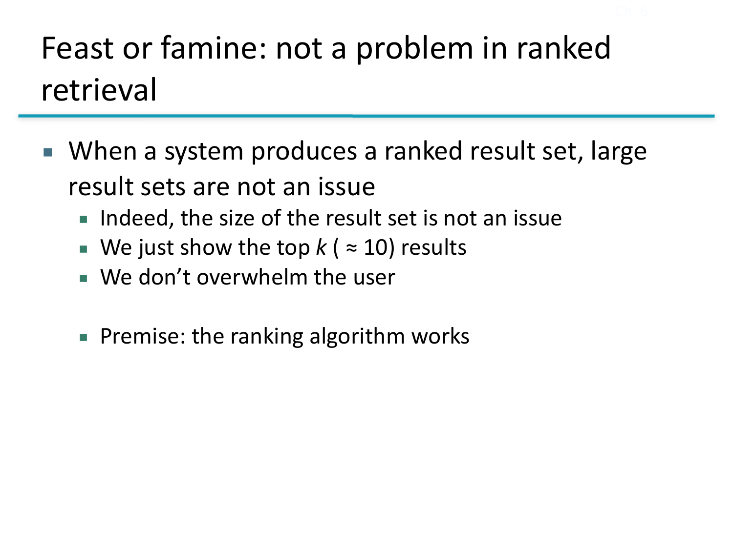# Feast or famine: not a problem in ranked retrieval

- When a system produces a ranked result set, large result sets are not an issue
  - Indeed, the size of the result set is not an issue
  - We just show the top *k* ( ≈ 10) results
  - We don't overwhelm the user

  - Premise: the ranking algorithm works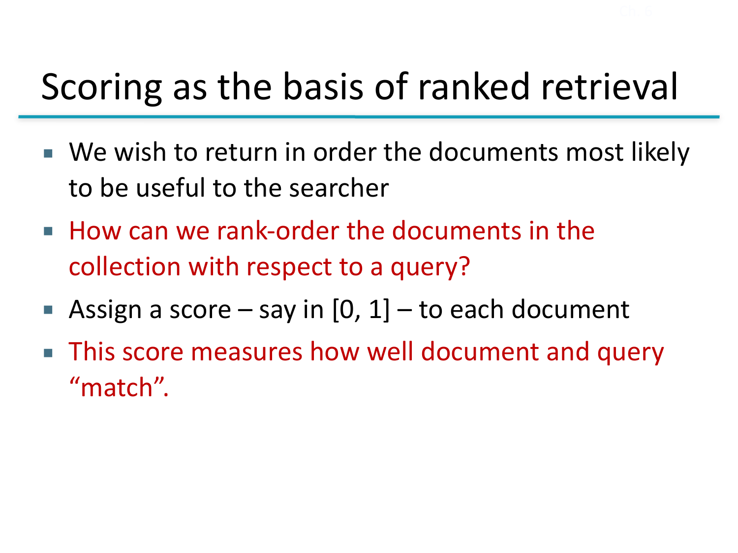# Scoring as the basis of ranked retrieval

- We wish to return in order the documents most likely to be useful to the searcher
- How can we rank-order the documents in the collection with respect to a query?
- Assign a score – say in [0, 1] – to each document
- This score measures how well document and query "match".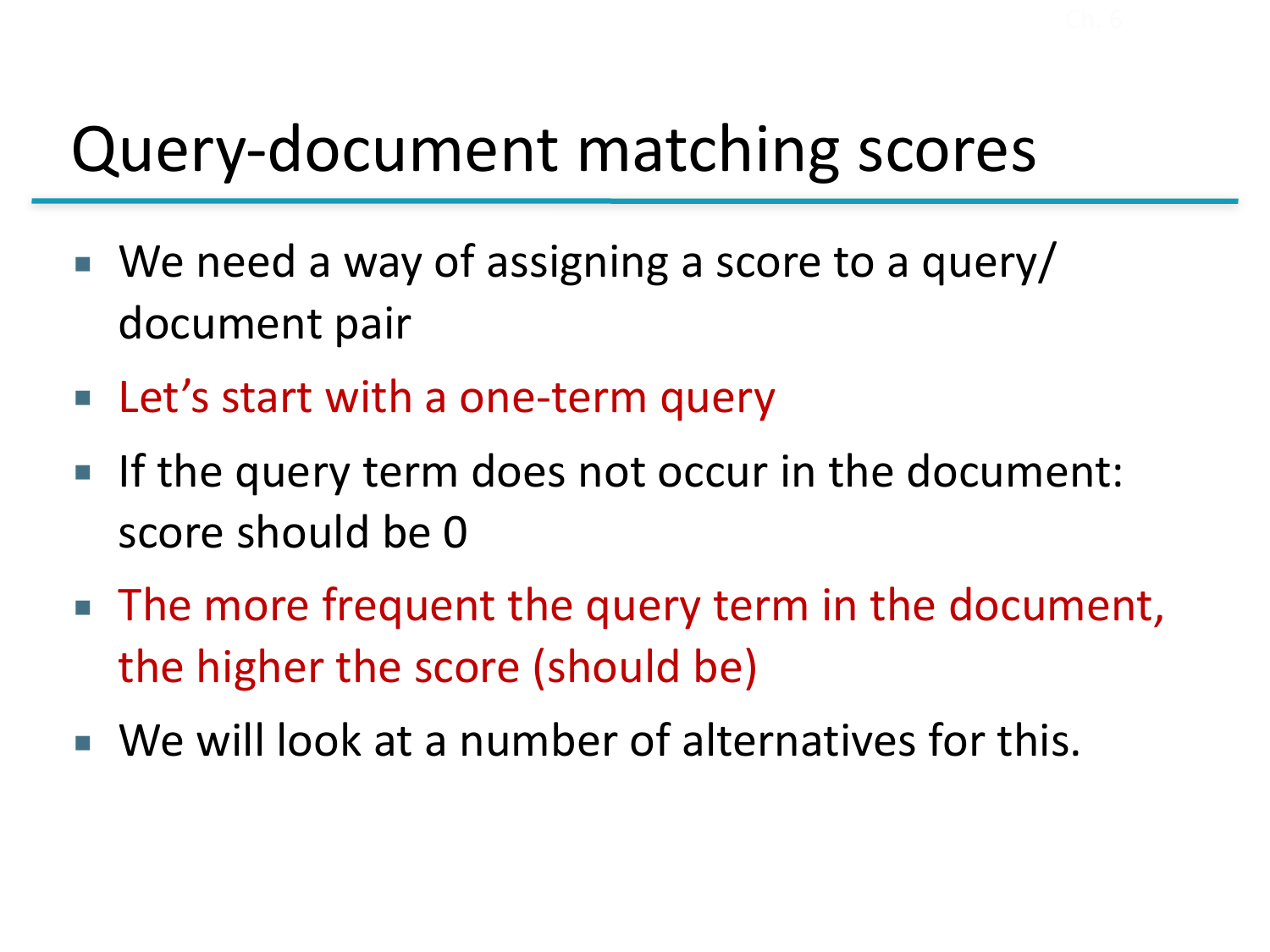# Query-document matching scores

- We need a way of assigning a score to a query/ document pair
- Let's start with a one-term query
- If the query term does not occur in the document: score should be 0
- The more frequent the query term in the document, the higher the score (should be)
- We will look at a number of alternatives for this.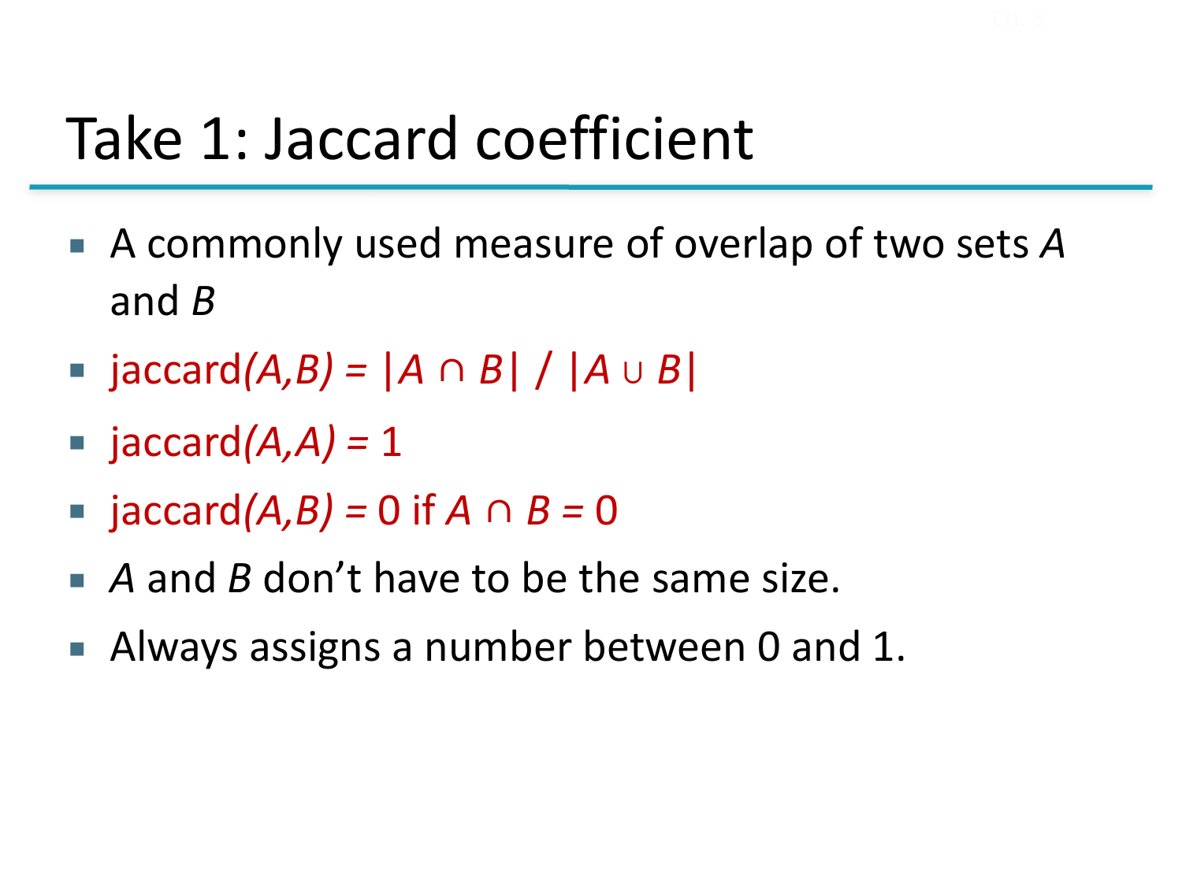# Take 1: Jaccard coefficient

- A commonly used measure of overlap of two sets $A$ and $B$
- jaccard$(A,B)$ = $|A \cap B| \;/\; |A \cup B|$
- jaccard$(A,A)$ = 1
- jaccard$(A,B)$ = 0 if $A \cap B = 0$
- $A$ and $B$ don't have to be the same size.
- Always assigns a number between 0 and 1.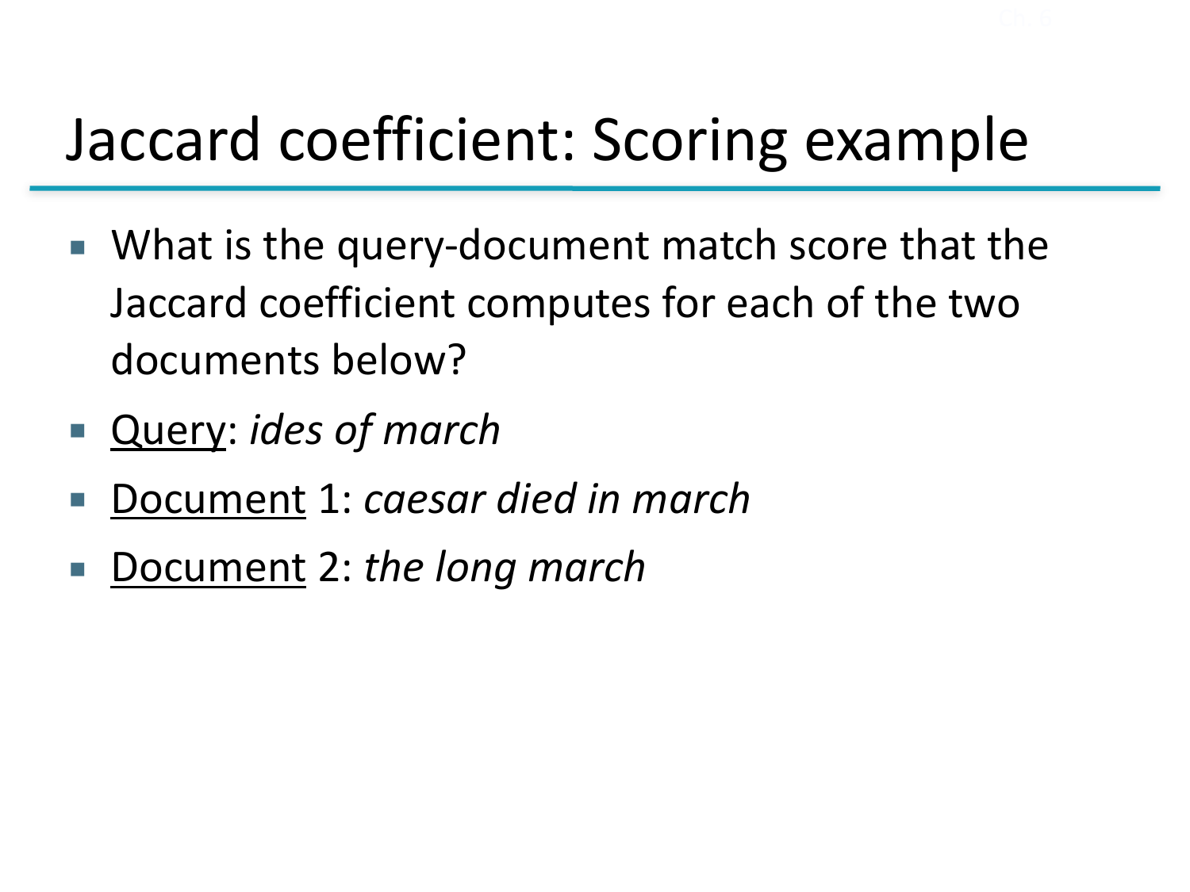# Jaccard coefficient: Scoring example

- What is the query-document match score that the Jaccard coefficient computes for each of the two documents below?
- Query: *ides of march*
- Document 1: *caesar died in march*
- Document 2: *the long march*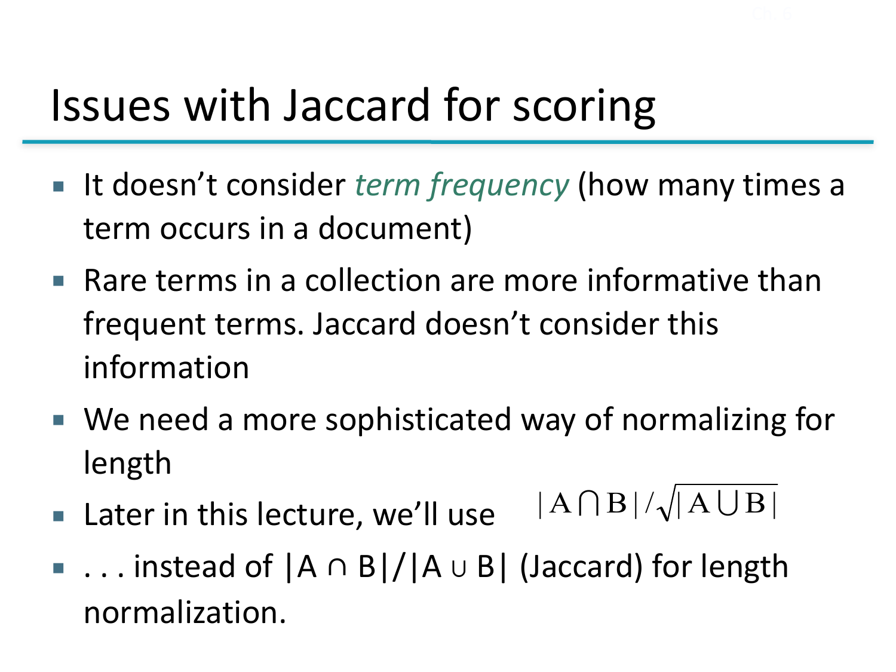# Issues with Jaccard for scoring

- It doesn't consider *term frequency* (how many times a term occurs in a document)
- Rare terms in a collection are more informative than frequent terms. Jaccard doesn't consider this information
- We need a more sophisticated way of normalizing for length
- Later in this lecture, we'll use $|A \cap B| / \sqrt{|A \cup B|}$
- . . . instead of $|A \cap B|/|A \cup B|$ (Jaccard) for length normalization.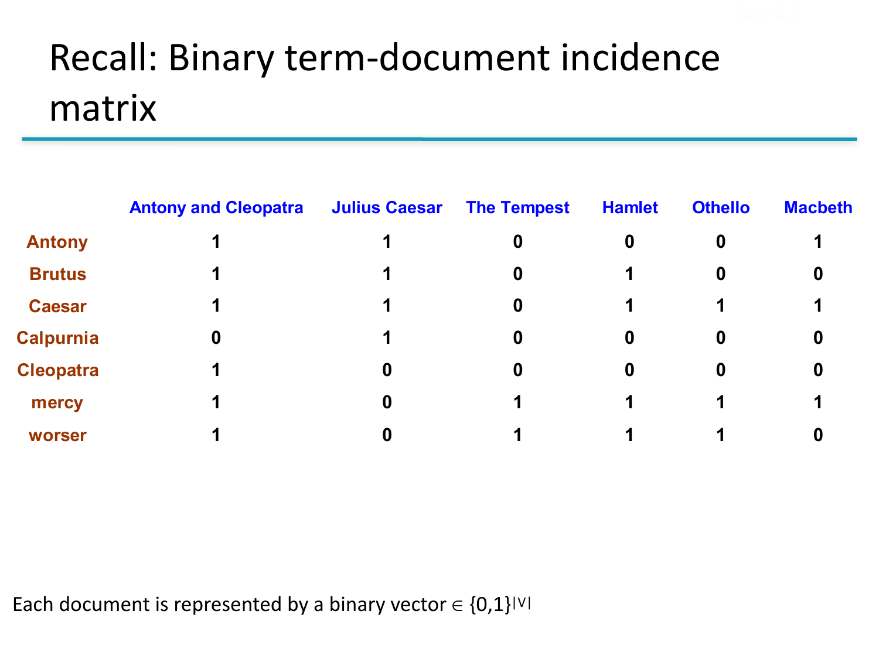# Recall: Binary term-document incidence matrix

| | Antony and Cleopatra | Julius Caesar | The Tempest | Hamlet | Othello | Macbeth |
|---|---|---|---|---|---|---|
| **Antony** | 1 | 1 | 0 | 0 | 0 | 1 |
| **Brutus** | 1 | 1 | 0 | 1 | 0 | 0 |
| **Caesar** | 1 | 1 | 0 | 1 | 1 | 1 |
| **Calpurnia** | 0 | 1 | 0 | 0 | 0 | 0 |
| **Cleopatra** | 1 | 0 | 0 | 0 | 0 | 0 |
| **mercy** | 1 | 0 | 1 | 1 | 1 | 1 |
| **worser** | 1 | 0 | 1 | 1 | 1 | 0 |

Each document is represented by a binary vector $\in \{0,1\}^{|V|}$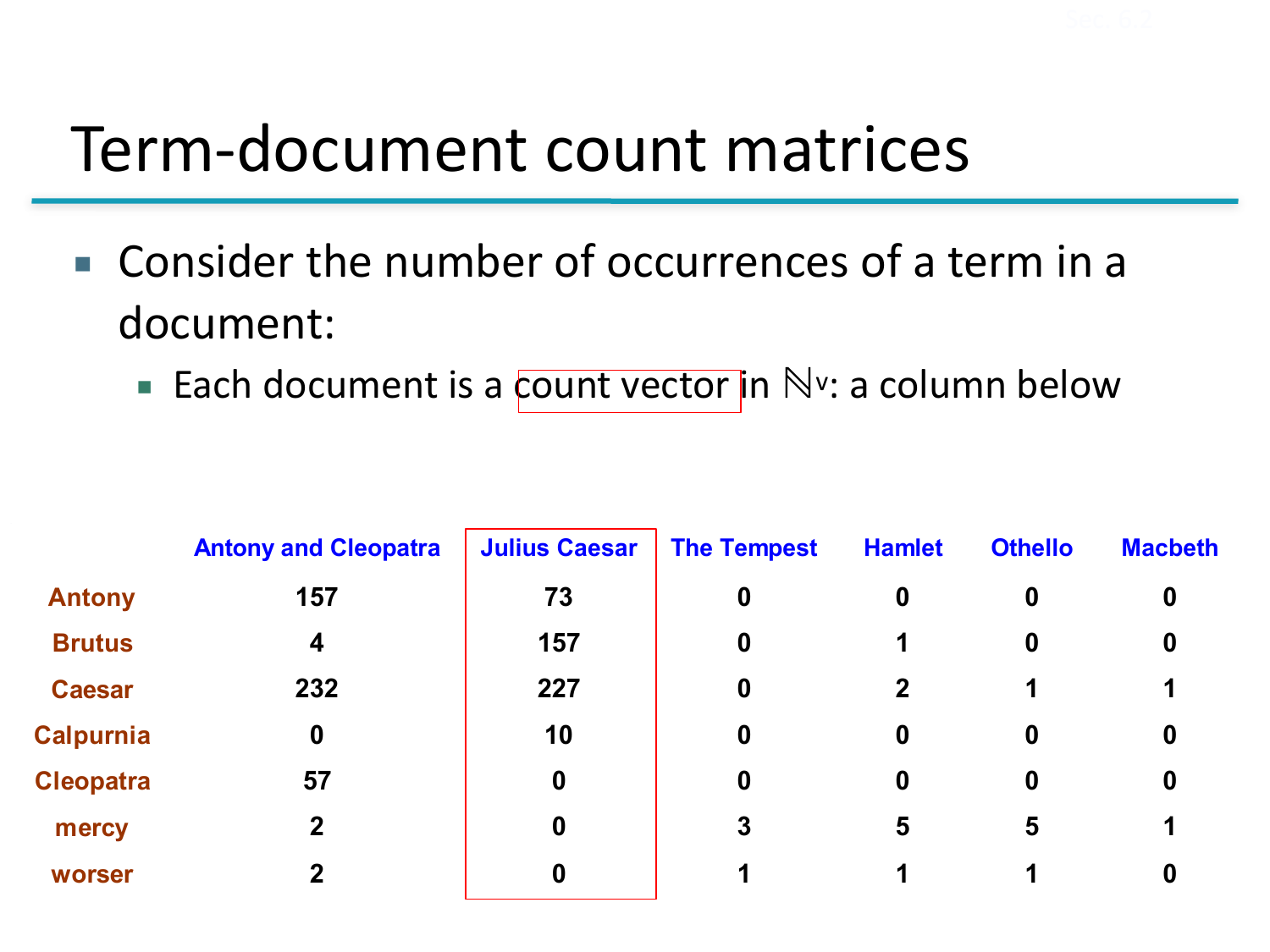# Term-document count matrices

- Consider the number of occurrences of a term in a document:
  - Each document is a count vector in $\mathbb{N}^v$: a column below

| | Antony and Cleopatra | Julius Caesar | The Tempest | Hamlet | Othello | Macbeth |
|---|---|---|---|---|---|---|
| Antony | 157 | 73 | 0 | 0 | 0 | 0 |
| Brutus | 4 | 157 | 0 | 1 | 0 | 0 |
| Caesar | 232 | 227 | 0 | 2 | 1 | 1 |
| Calpurnia | 0 | 10 | 0 | 0 | 0 | 0 |
| Cleopatra | 57 | 0 | 0 | 0 | 0 | 0 |
| mercy | 2 | 0 | 3 | 5 | 5 | 1 |
| worser | 2 | 0 | 1 | 1 | 1 | 0 |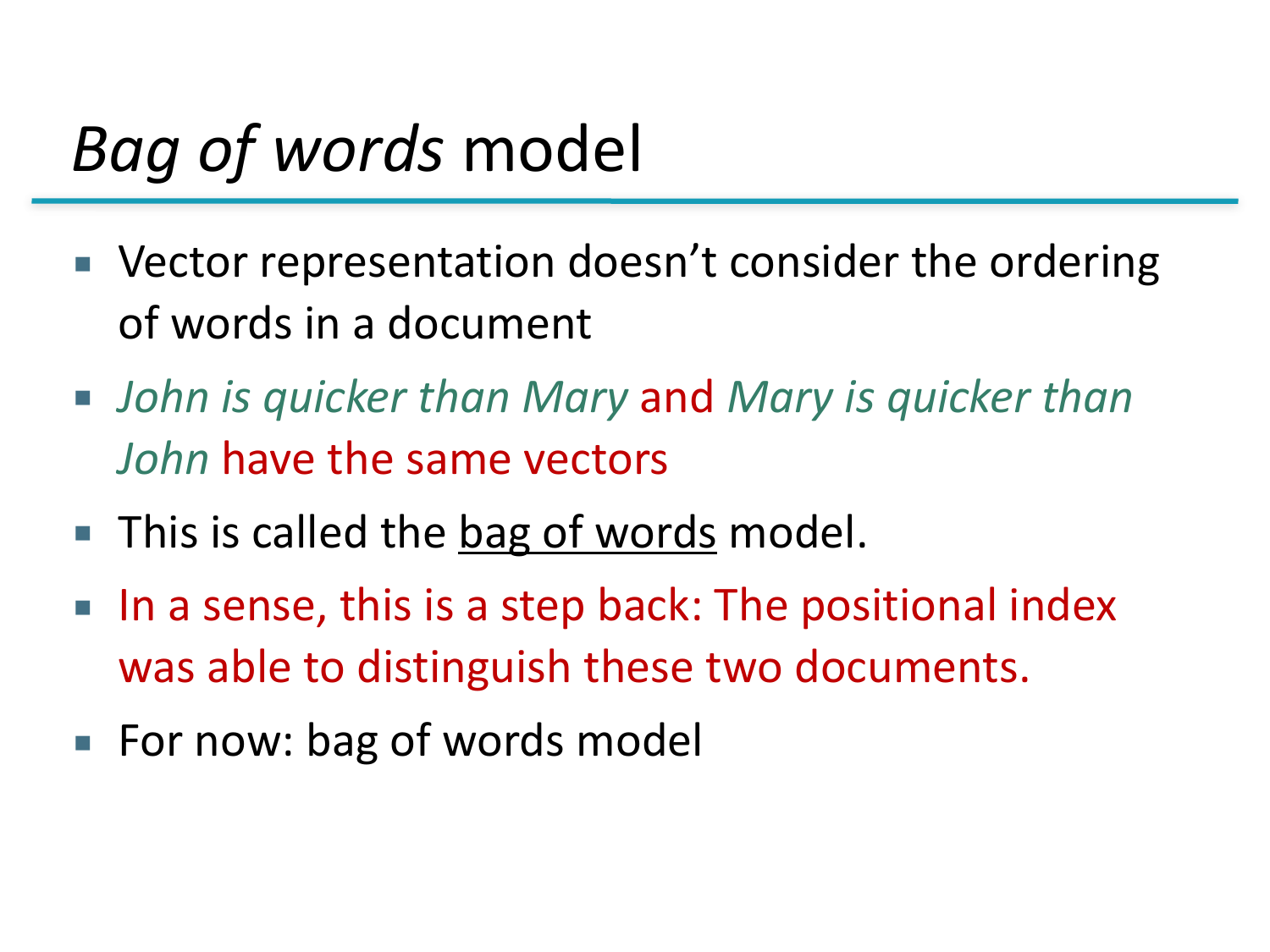# *Bag of words* model

- Vector representation doesn't consider the ordering of words in a document
- *John is quicker than Mary* and *Mary is quicker than John* have the same vectors
- This is called the bag of words model.
- In a sense, this is a step back: The positional index was able to distinguish these two documents.
- For now: bag of words model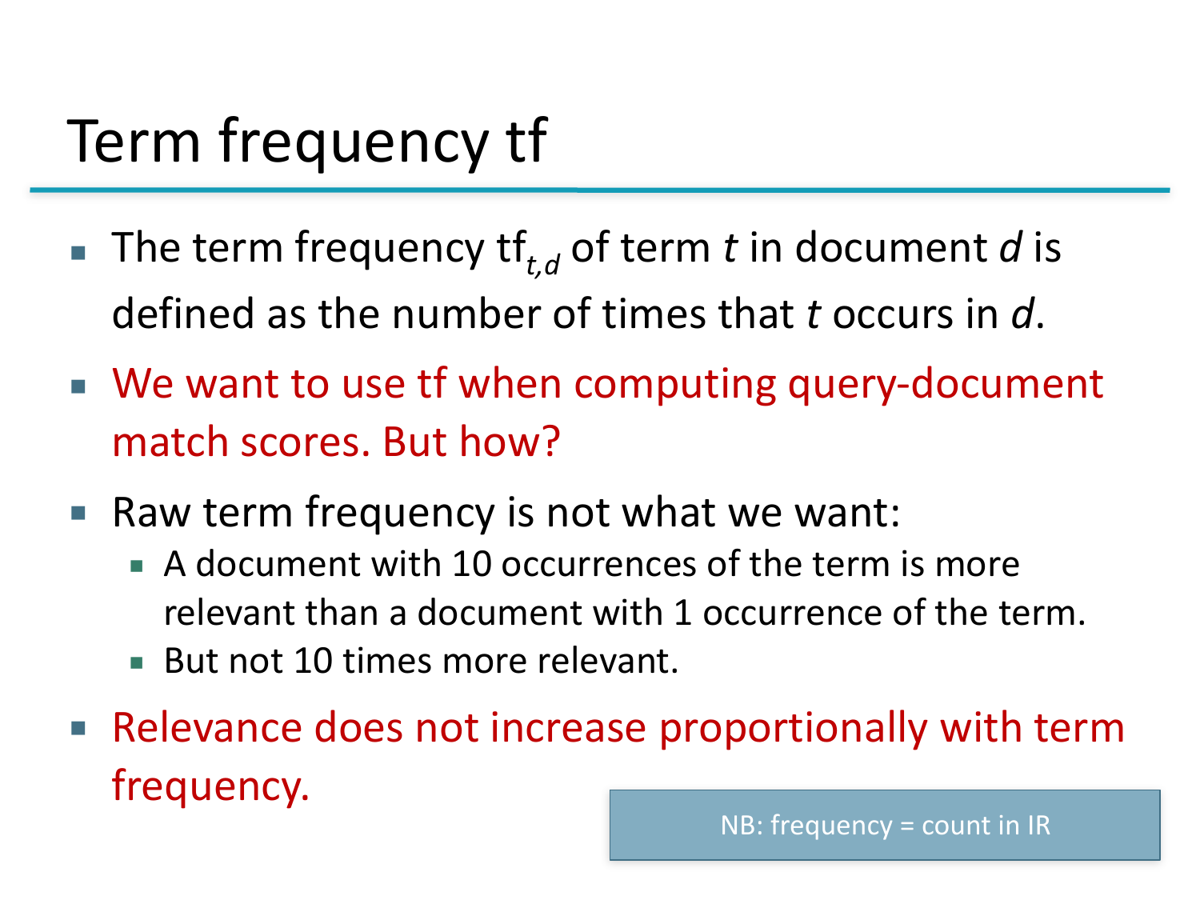# Term frequency tf

- The term frequency $\text{tf}_{t,d}$ of term *t* in document *d* is defined as the number of times that *t* occurs in *d*.
- We want to use tf when computing query-document match scores. But how?
- Raw term frequency is not what we want:
  - A document with 10 occurrences of the term is more relevant than a document with 1 occurrence of the term.
  - But not 10 times more relevant.
- Relevance does not increase proportionally with term frequency.

NB: frequency = count in IR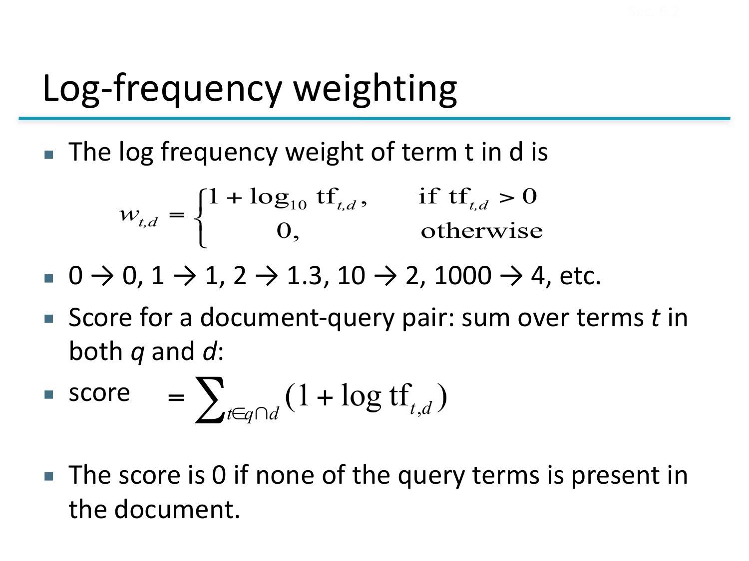# Log-frequency weighting

- The log frequency weight of term t in d is

$$w_{t,d} = \begin{cases} 1 + \log_{10} \mathrm{tf}_{t,d}, & \text{if } \mathrm{tf}_{t,d} > 0 \\ 0, & \text{otherwise} \end{cases}$$

- 0 → 0, 1 → 1, 2 → 1.3, 10 → 2, 1000 → 4, etc.
- Score for a document-query pair: sum over terms *t* in both *q* and *d*:
- score $= \sum_{t \in q \cap d} (1 + \log \mathrm{tf}_{t,d})$
- The score is 0 if none of the query terms is present in the document.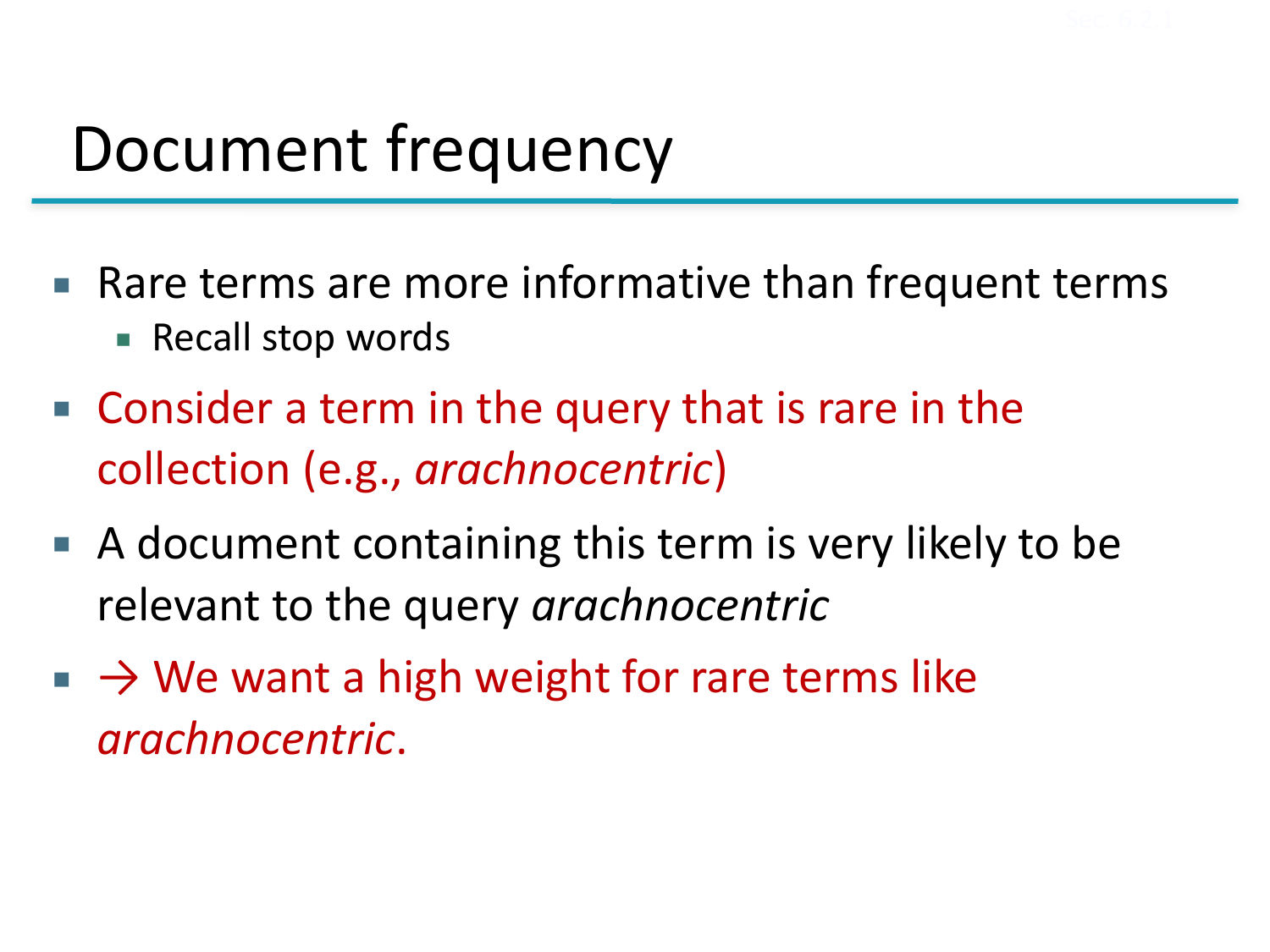# Document frequency

- Rare terms are more informative than frequent terms
  - Recall stop words
- Consider a term in the query that is rare in the collection (e.g., *arachnocentric*)
- A document containing this term is very likely to be relevant to the query *arachnocentric*
- → We want a high weight for rare terms like *arachnocentric*.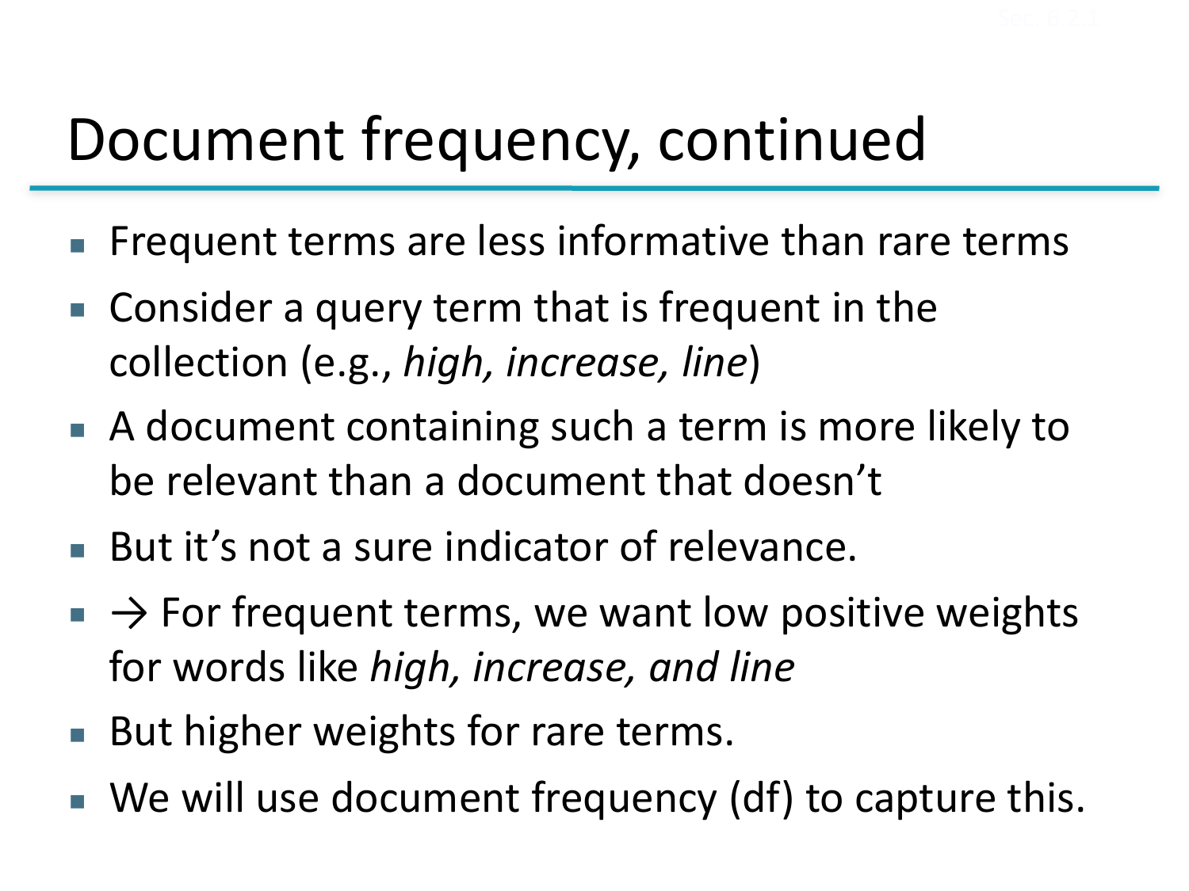# Document frequency, continued

- Frequent terms are less informative than rare terms
- Consider a query term that is frequent in the collection (e.g., *high, increase, line*)
- A document containing such a term is more likely to be relevant than a document that doesn't
- But it's not a sure indicator of relevance.
- → For frequent terms, we want low positive weights for words like *high, increase, and line*
- But higher weights for rare terms.
- We will use document frequency (df) to capture this.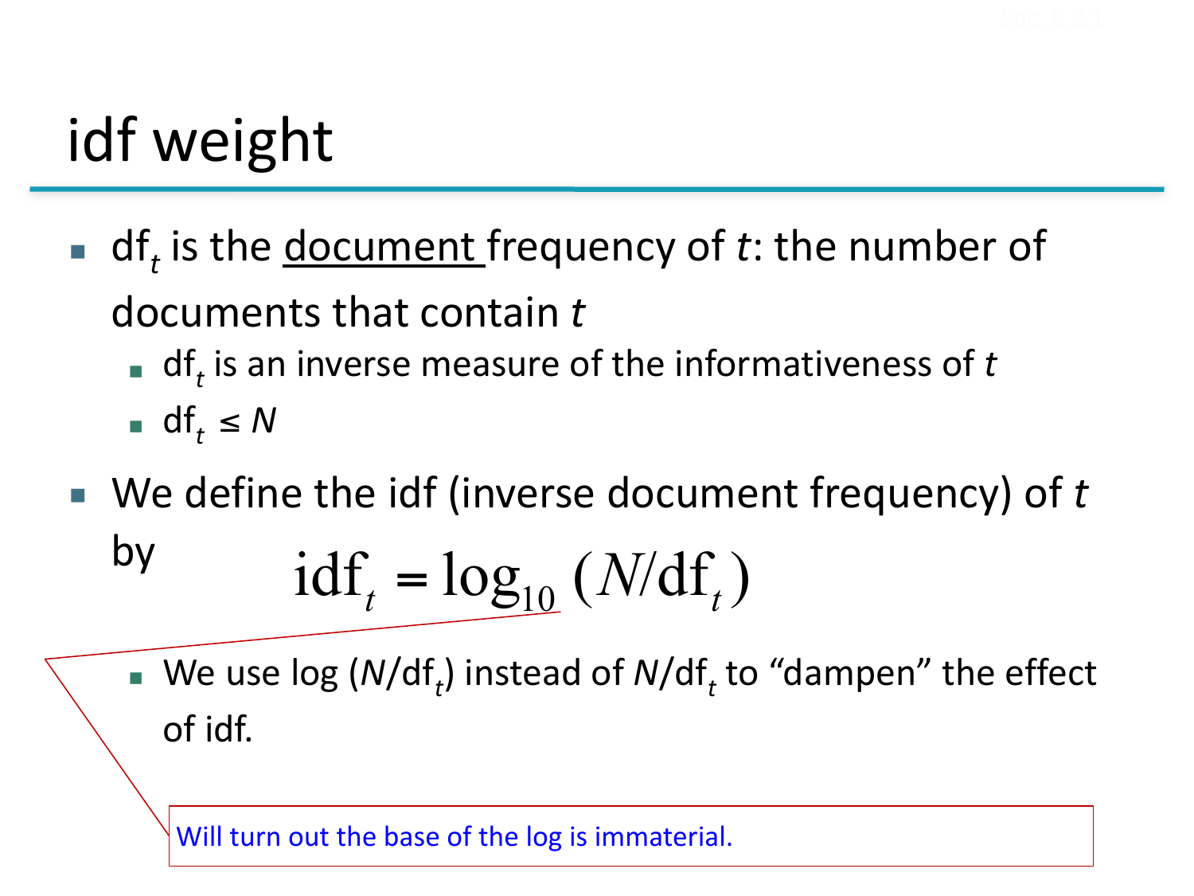# idf weight

- $df_t$ is the <u>document</u> frequency of $t$: the number of documents that contain $t$
  - $df_t$ is an inverse measure of the informativeness of $t$
  - $df_t \leq N$
- We define the idf (inverse document frequency) of $t$ by

$$\text{idf}_t = \log_{10} (N/\text{df}_t)$$

  - We use $\log (N/\text{df}_t)$ instead of $N/\text{df}_t$ to "dampen" the effect of idf.

Will turn out the base of the log is immaterial.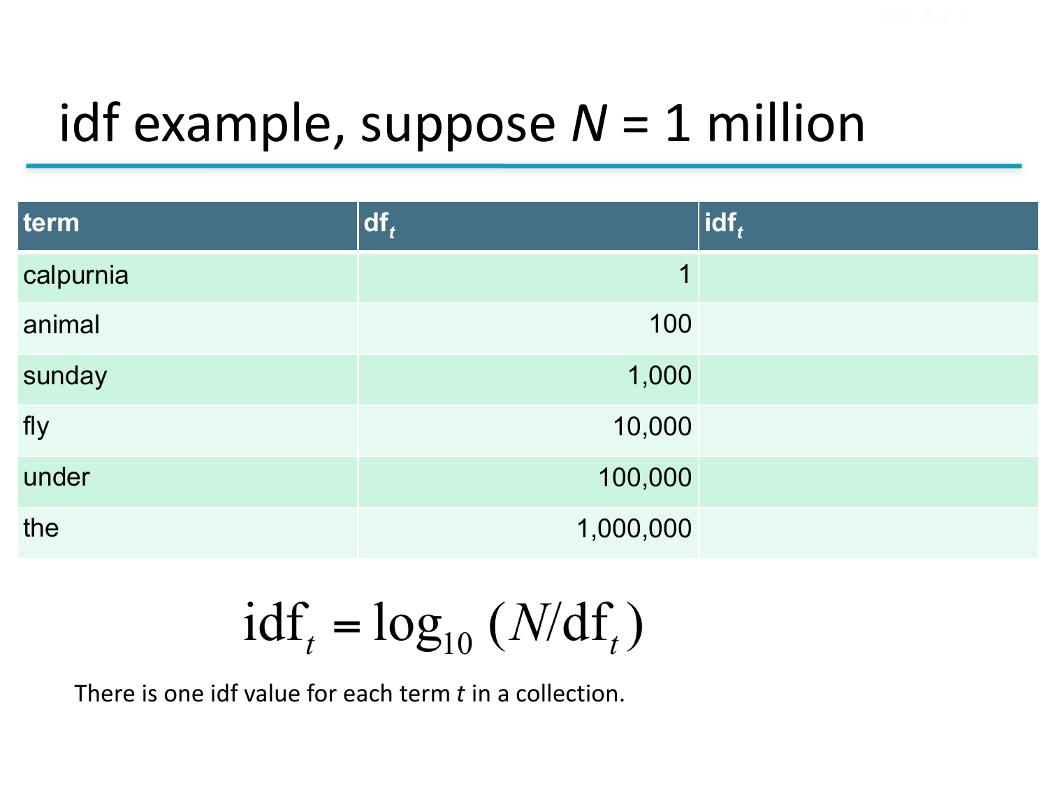# idf example, suppose $N$ = 1 million

| term | $df_t$ | $idf_t$ |
|---|---:|---|
| calpurnia | 1 | |
| animal | 100 | |
| sunday | 1,000 | |
| fly | 10,000 | |
| under | 100,000 | |
| the | 1,000,000 | |

$$\text{idf}_t = \log_{10}\left(N/\text{df}_t\right)$$

There is one idf value for each term $t$ in a collection.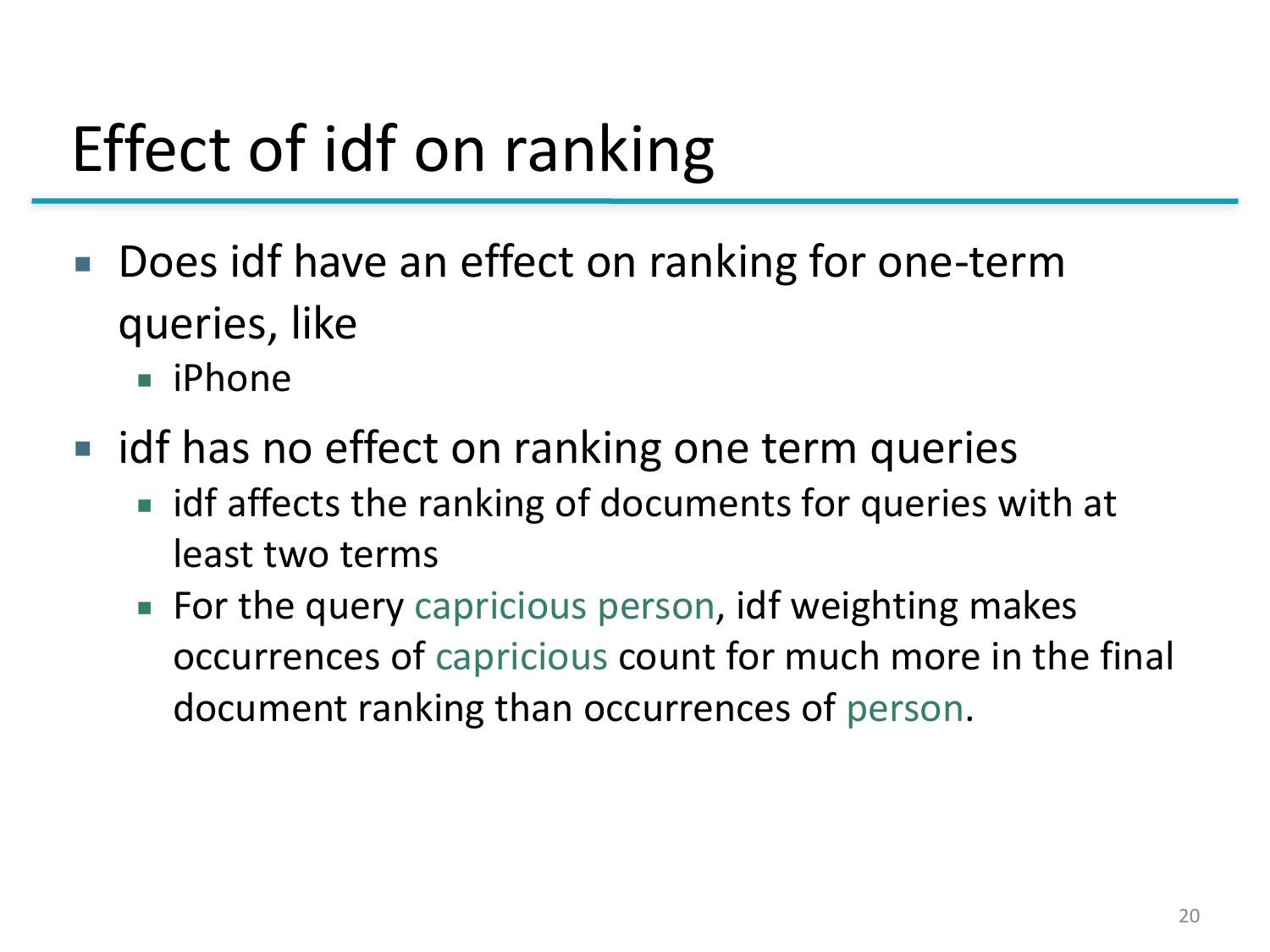# Effect of idf on ranking

- Does idf have an effect on ranking for one-term queries, like
  - iPhone
- idf has no effect on ranking one term queries
  - idf affects the ranking of documents for queries with at least two terms
  - For the query capricious person, idf weighting makes occurrences of capricious count for much more in the final document ranking than occurrences of person.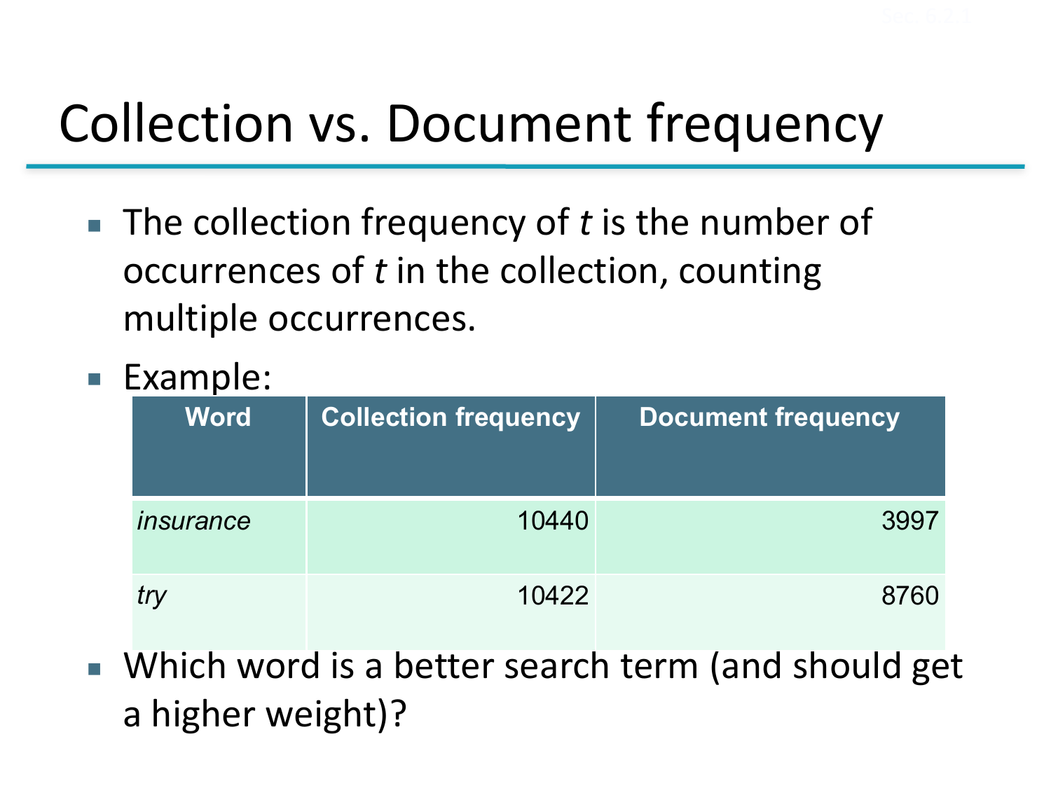# Collection vs. Document frequency

- The collection frequency of *t* is the number of occurrences of *t* in the collection, counting multiple occurrences.
- Example:

| Word | Collection frequency | Document frequency |
|---|---|---|
| *insurance* | 10440 | 3997 |
| *try* | 10422 | 8760 |

- Which word is a better search term (and should get a higher weight)?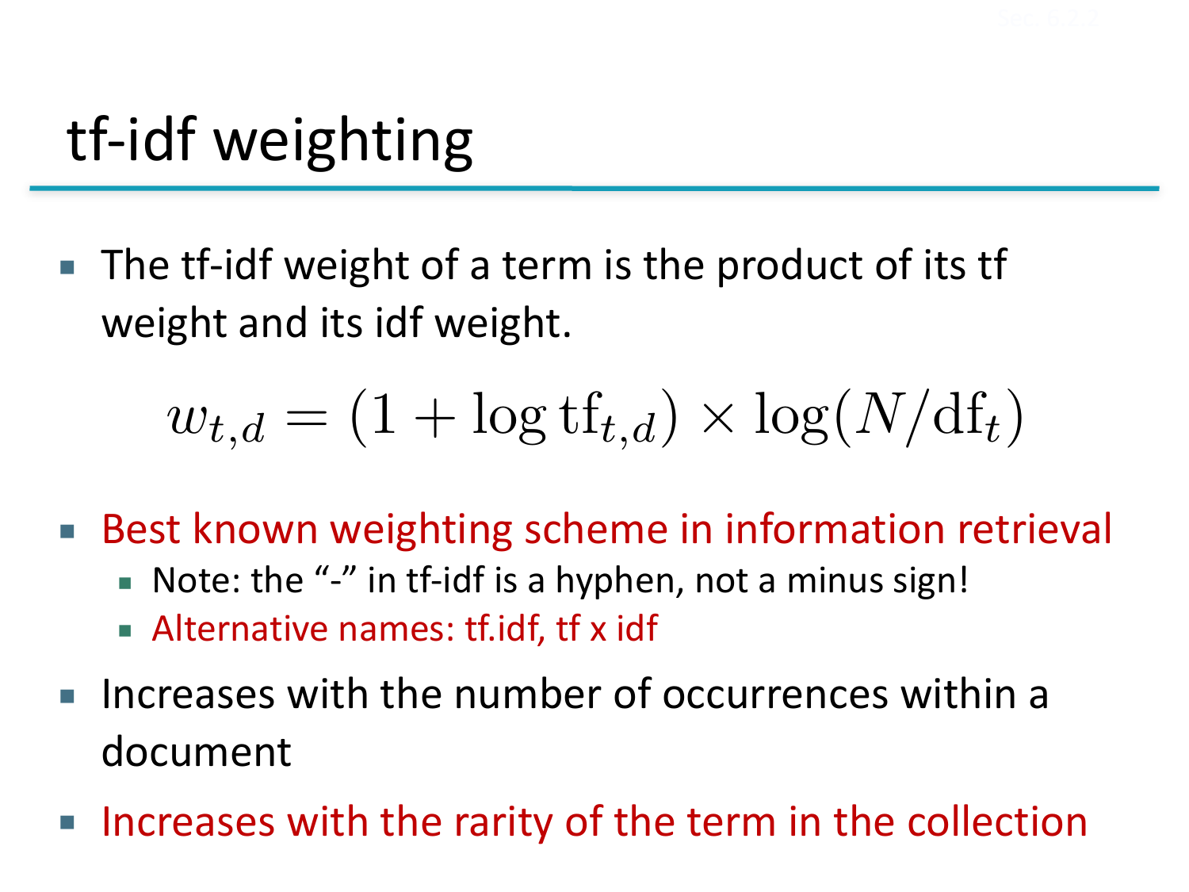# tf-idf weighting

- The tf-idf weight of a term is the product of its tf weight and its idf weight.

$$w_{t,d} = (1 + \log \mathrm{tf}_{t,d}) \times \log(N/\mathrm{df}_t)$$

- Best known weighting scheme in information retrieval
  - Note: the "-" in tf-idf is a hyphen, not a minus sign!
  - Alternative names: tf.idf, tf x idf
- Increases with the number of occurrences within a document
- Increases with the rarity of the term in the collection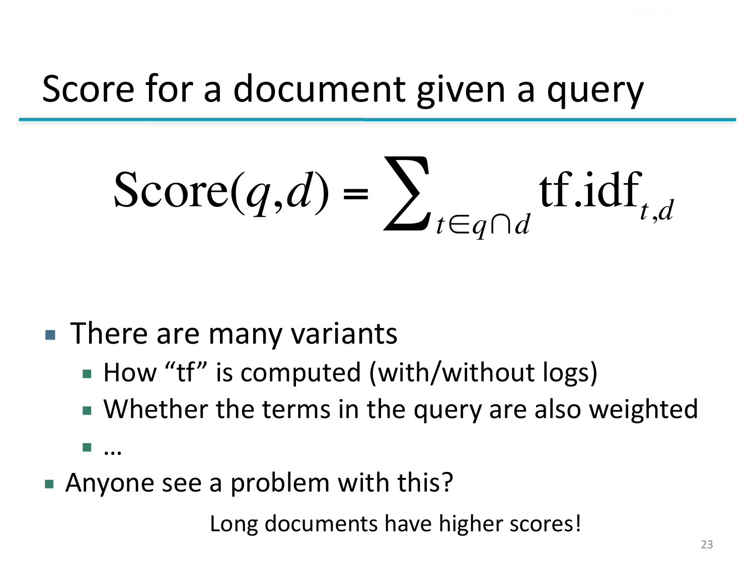# Score for a document given a query

$$\text{Score}(q,d) = \sum_{t \in q \cap d} \text{tf.idf}_{t,d}$$

- There are many variants
  - How "tf" is computed (with/without logs)
  - Whether the terms in the query are also weighted
  - …
- Anyone see a problem with this?

Long documents have higher scores!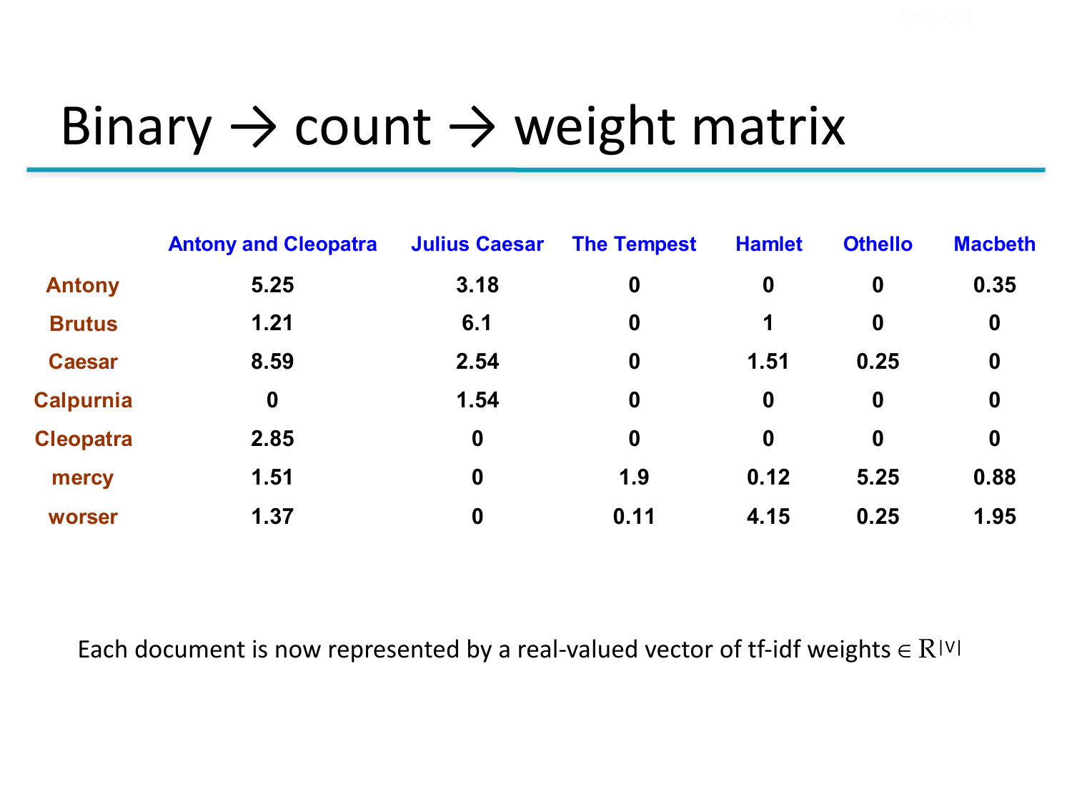# Binary → count → weight matrix

| | Antony and Cleopatra | Julius Caesar | The Tempest | Hamlet | Othello | Macbeth |
|---|---|---|---|---|---|---|
| Antony | 5.25 | 3.18 | 0 | 0 | 0 | 0.35 |
| Brutus | 1.21 | 6.1 | 0 | 1 | 0 | 0 |
| Caesar | 8.59 | 2.54 | 0 | 1.51 | 0.25 | 0 |
| Calpurnia | 0 | 1.54 | 0 | 0 | 0 | 0 |
| Cleopatra | 2.85 | 0 | 0 | 0 | 0 | 0 |
| mercy | 1.51 | 0 | 1.9 | 0.12 | 5.25 | 0.88 |
| worser | 1.37 | 0 | 0.11 | 4.15 | 0.25 | 1.95 |

Each document is now represented by a real-valued vector of tf-idf weights $\in \mathbb{R}^{|V|}$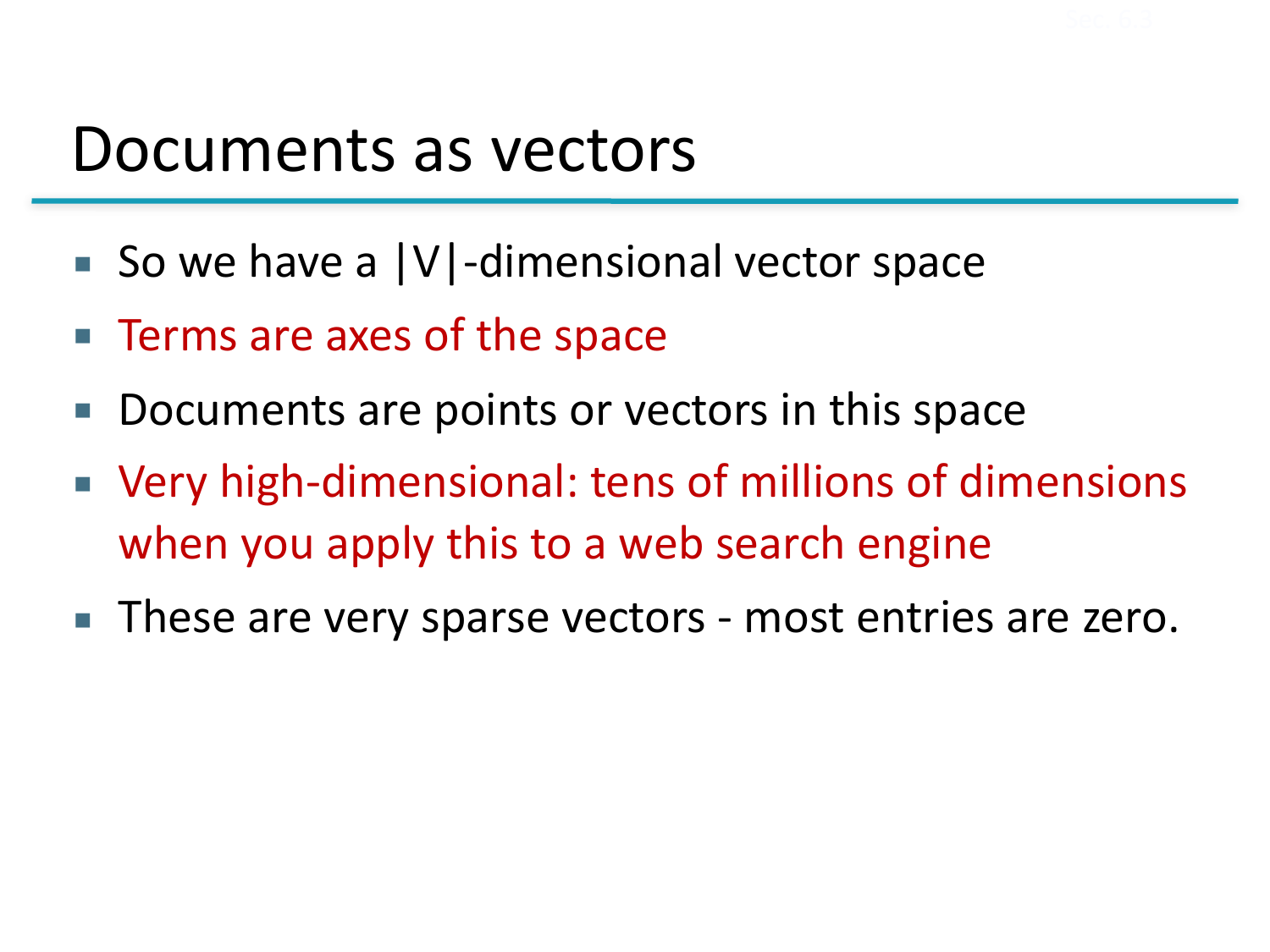# Documents as vectors

- So we have a |V|-dimensional vector space
- Terms are axes of the space
- Documents are points or vectors in this space
- Very high-dimensional: tens of millions of dimensions when you apply this to a web search engine
- These are very sparse vectors - most entries are zero.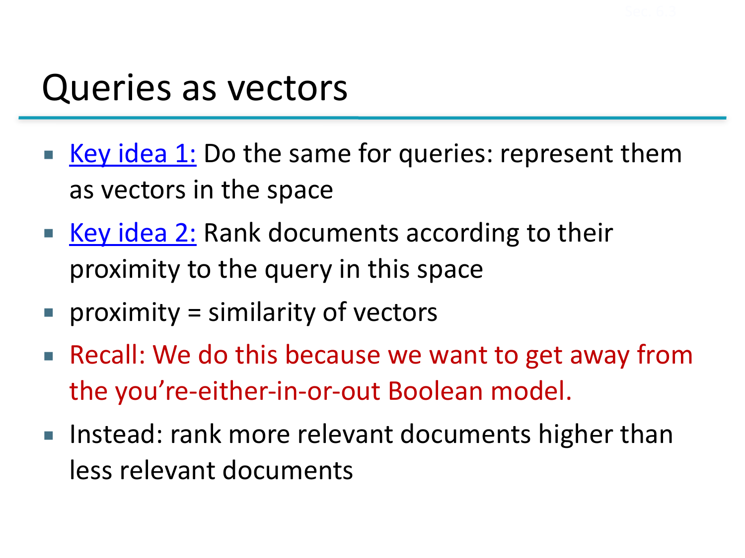# Queries as vectors

- Key idea 1: Do the same for queries: represent them as vectors in the space
- Key idea 2: Rank documents according to their proximity to the query in this space
- proximity = similarity of vectors
- Recall: We do this because we want to get away from the you're-either-in-or-out Boolean model.
- Instead: rank more relevant documents higher than less relevant documents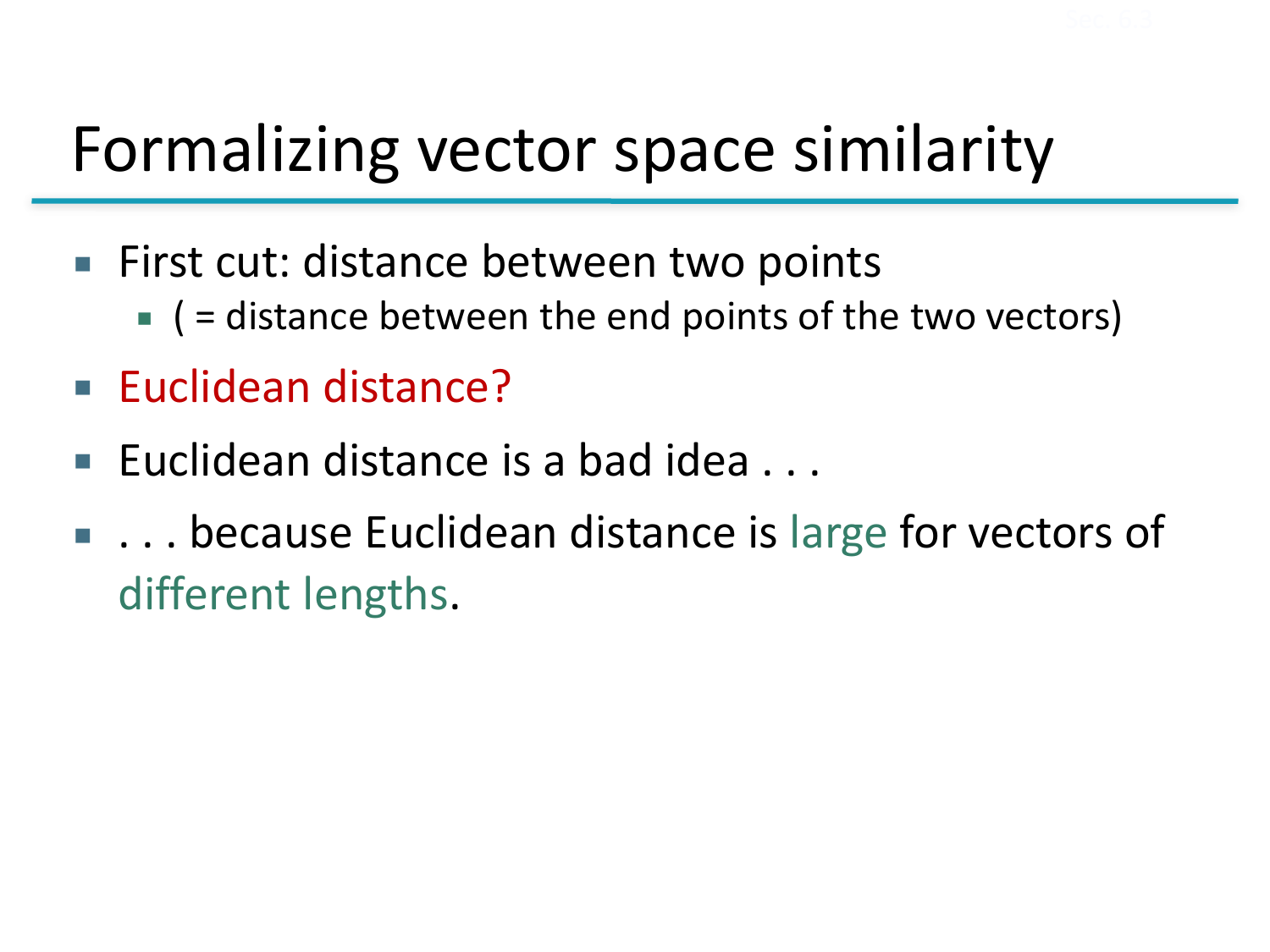# Formalizing vector space similarity

- First cut: distance between two points
  - ( = distance between the end points of the two vectors)
- Euclidean distance?
- Euclidean distance is a bad idea . . .
- . . . because Euclidean distance is large for vectors of different lengths.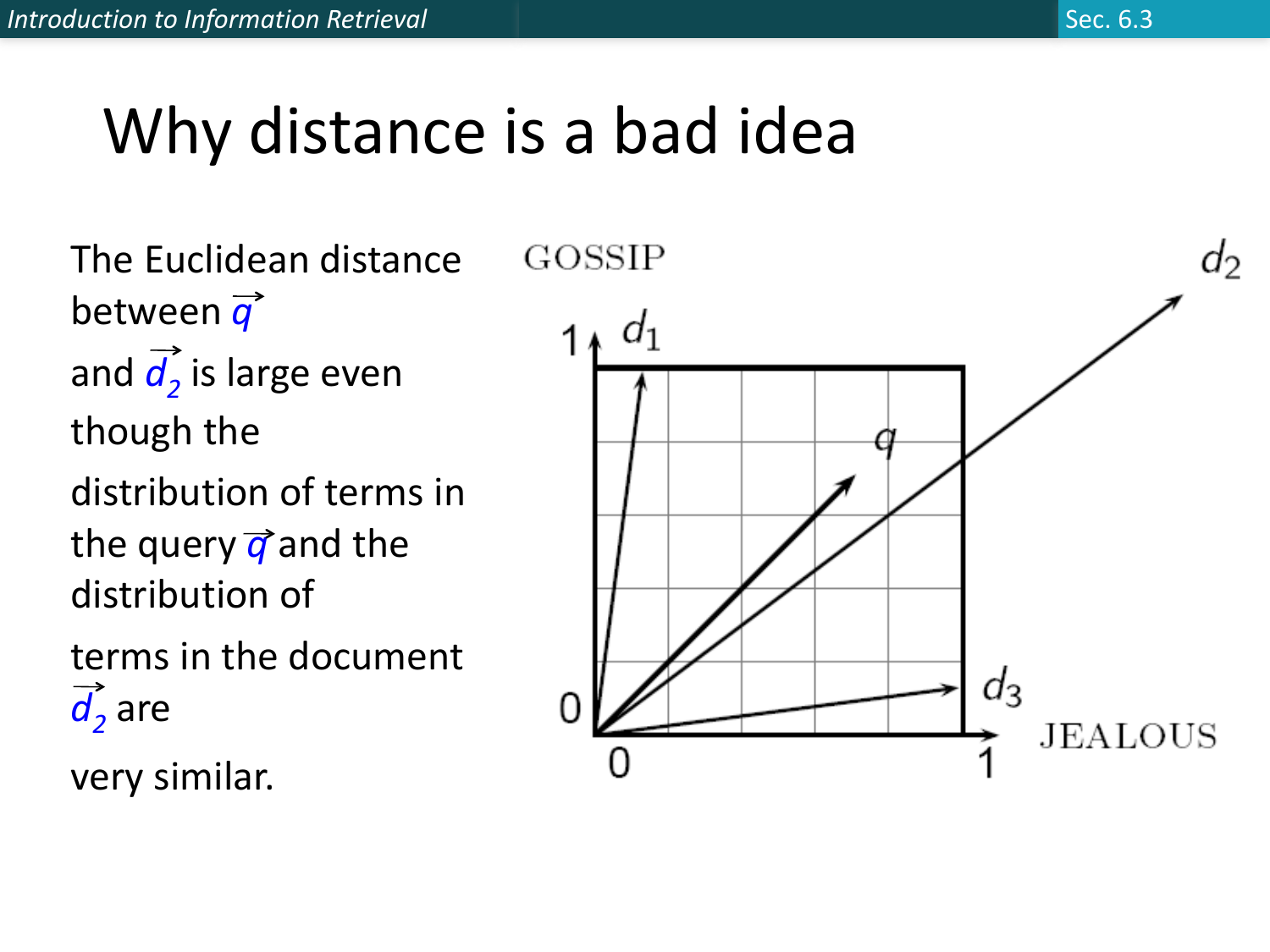# Why distance is a bad idea

The Euclidean distance between $\vec{q}$ and $\vec{d_2}$ is large even though the distribution of terms in the query $\vec{q}$ and the distribution of terms in the document $\vec{d_2}$ are very similar.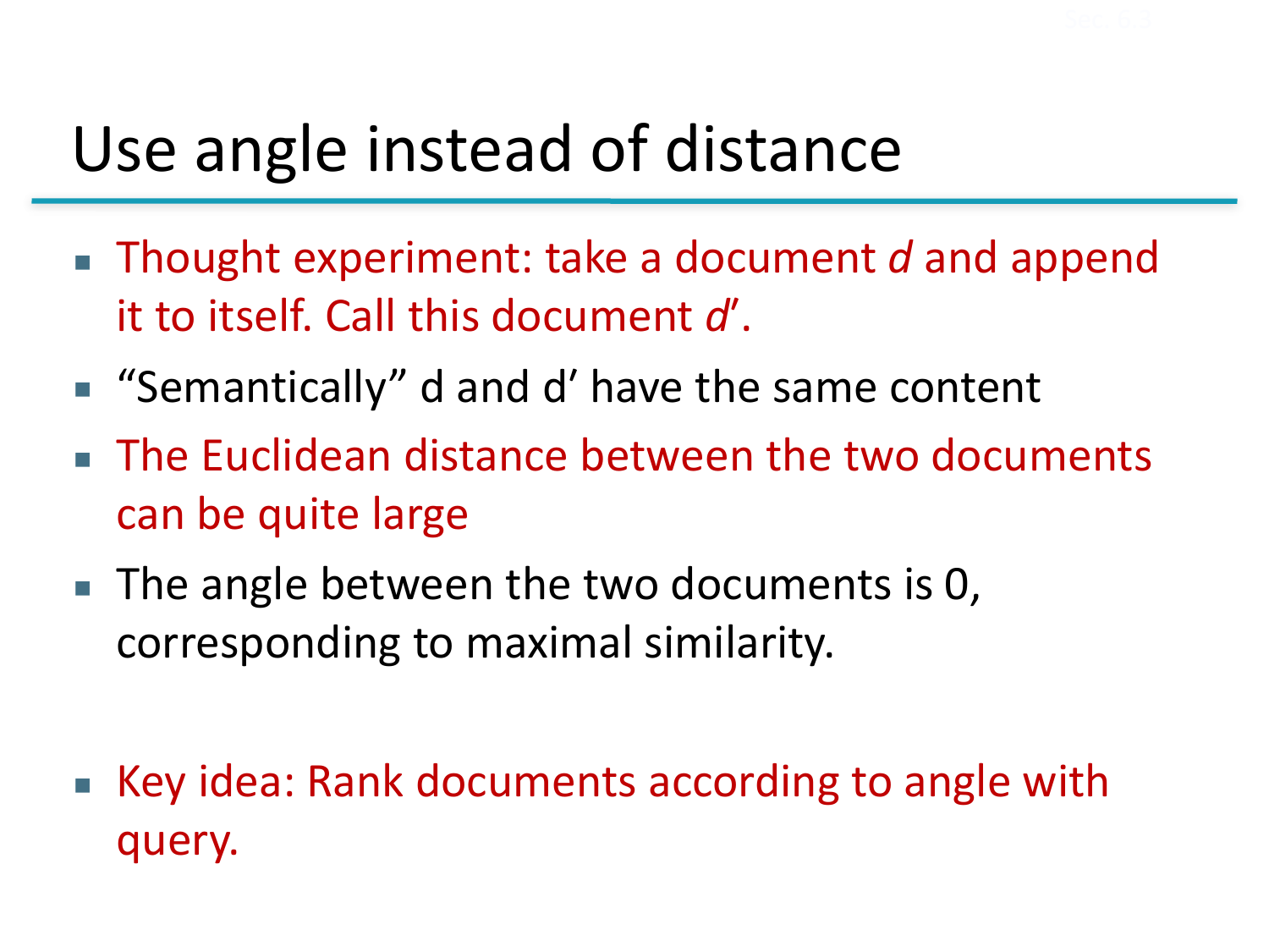# Use angle instead of distance

- Thought experiment: take a document *d* and append it to itself. Call this document *d*′.
- "Semantically" d and d′ have the same content
- The Euclidean distance between the two documents can be quite large
- The angle between the two documents is 0, corresponding to maximal similarity.

- Key idea: Rank documents according to angle with query.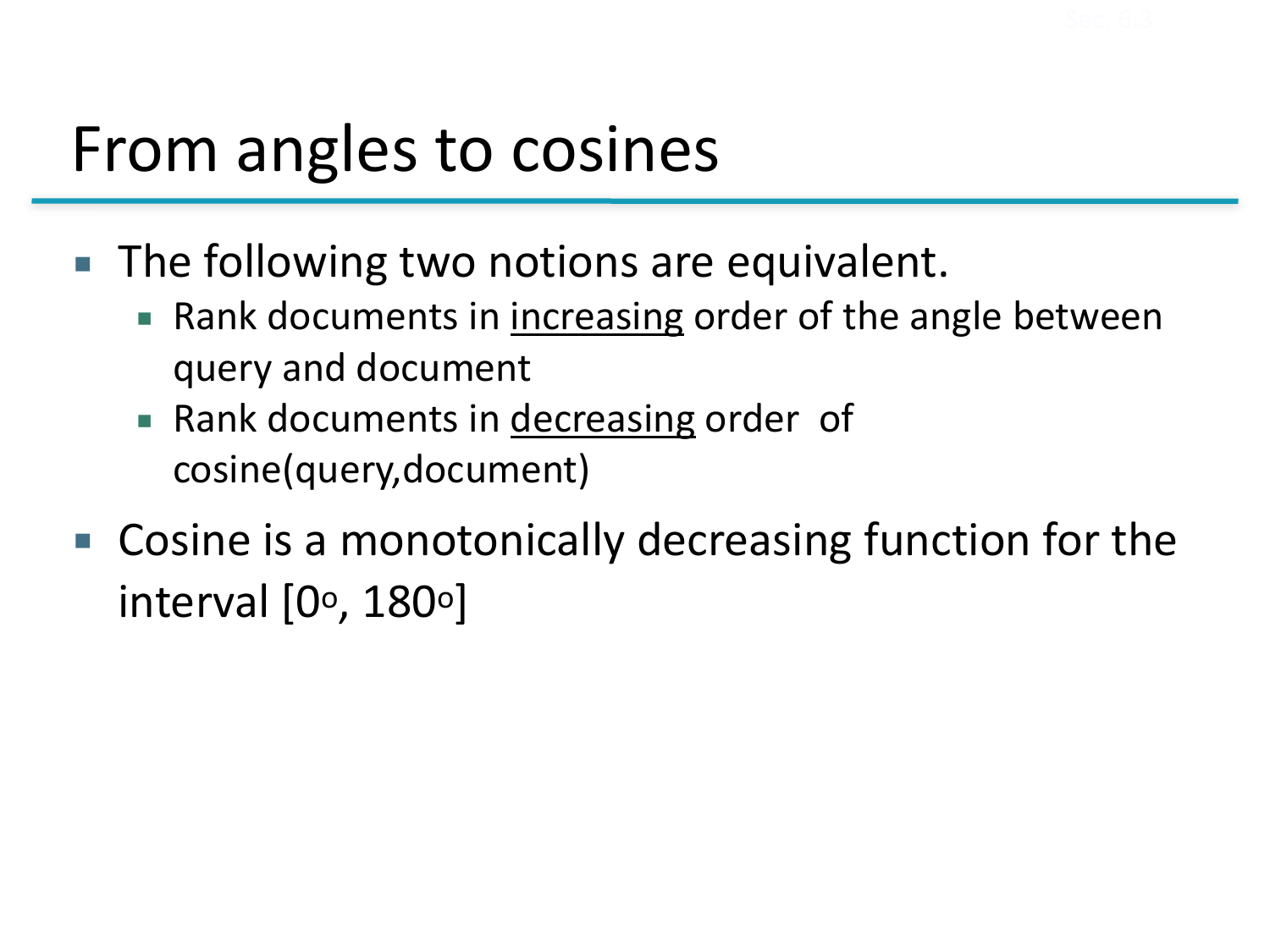# From angles to cosines

- The following two notions are equivalent.
  - Rank documents in <u>increasing</u> order of the angle between query and document
  - Rank documents in <u>decreasing</u> order of cosine(query,document)
- Cosine is a monotonically decreasing function for the interval $[0^o, 180^o]$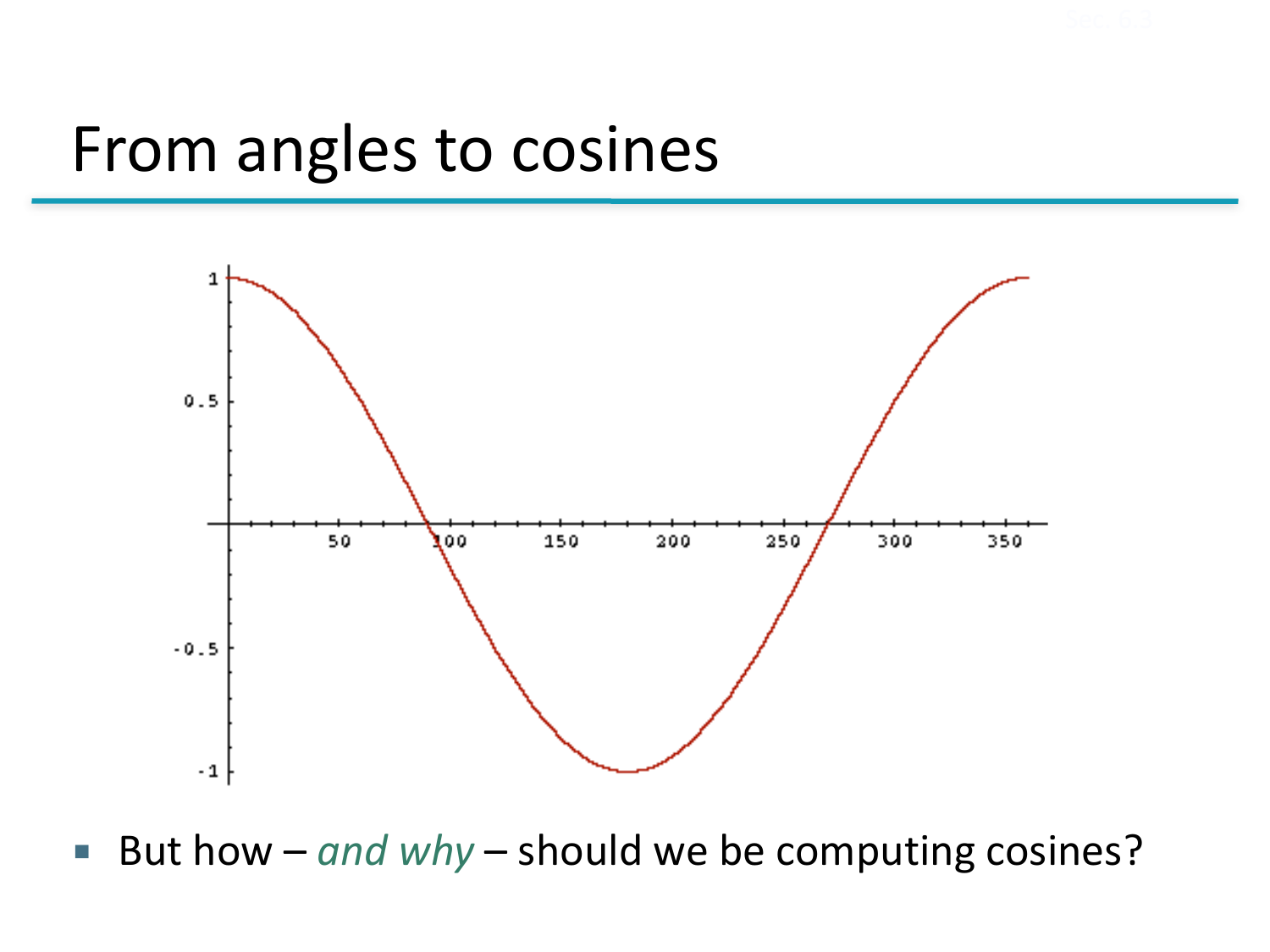# From angles to cosines

- But how – *and why* – should we be computing cosines?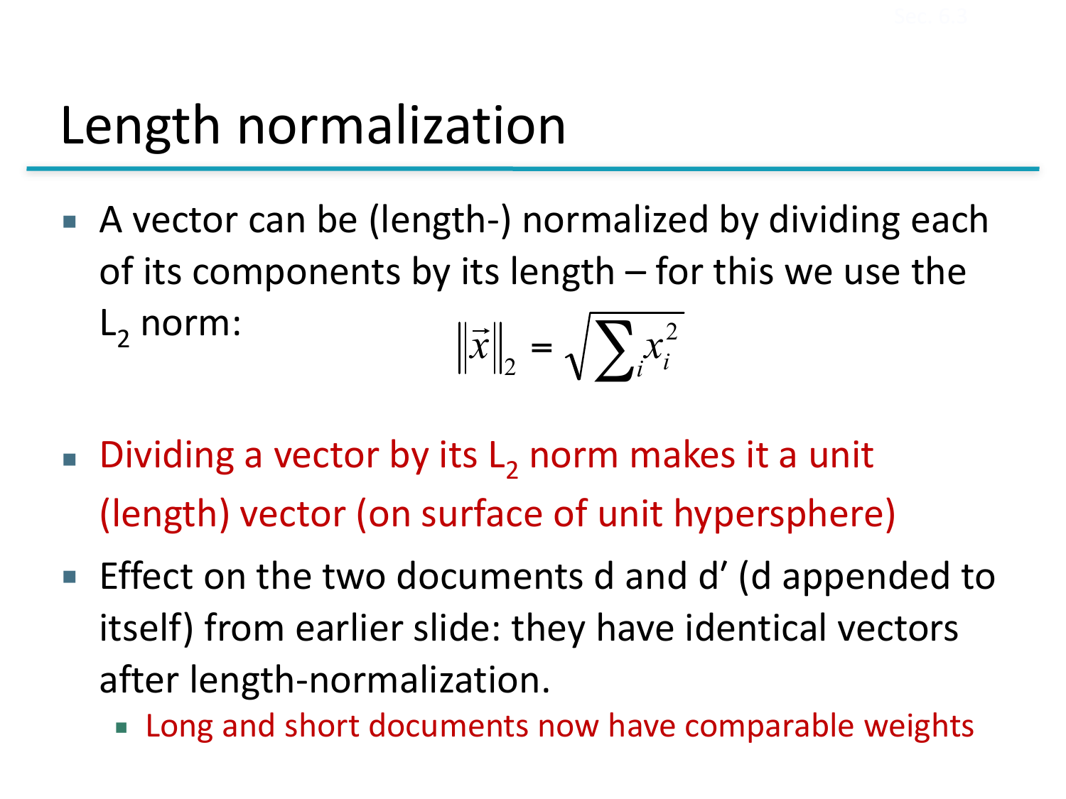# Length normalization

- A vector can be (length-) normalized by dividing each of its components by its length – for this we use the $L_2$ norm:

$$\|\vec{x}\|_2 = \sqrt{\sum_i x_i^2}$$

- Dividing a vector by its $L_2$ norm makes it a unit (length) vector (on surface of unit hypersphere)
- Effect on the two documents d and d′ (d appended to itself) from earlier slide: they have identical vectors after length-normalization.
  - Long and short documents now have comparable weights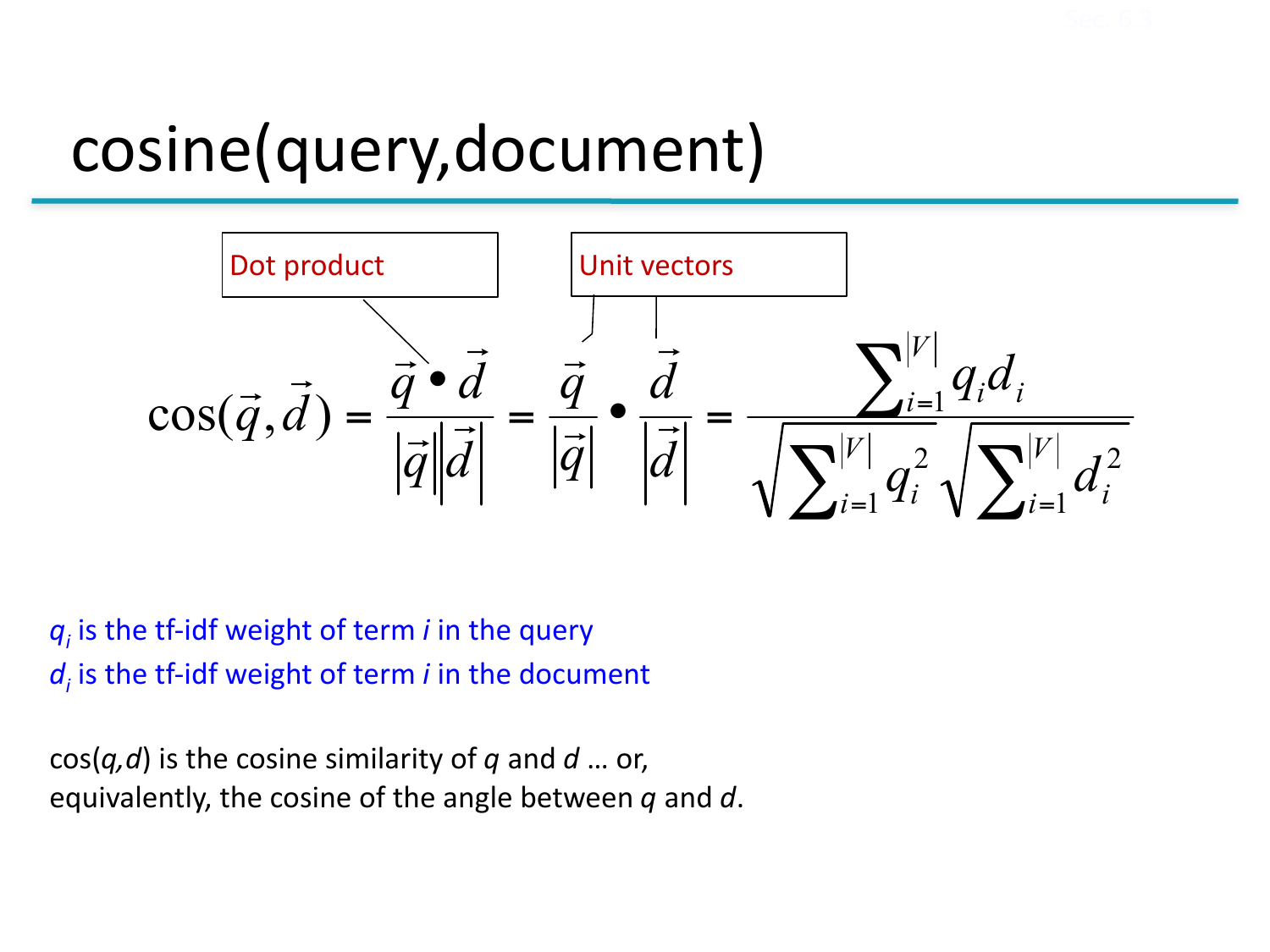# cosine(query,document)

Dot product

Unit vectors

$$\cos(\vec{q},\vec{d}) = \frac{\vec{q} \bullet \vec{d}}{|\vec{q}||\vec{d}|} = \frac{\vec{q}}{|\vec{q}|} \bullet \frac{\vec{d}}{|\vec{d}|} = \frac{\sum_{i=1}^{|V|} q_i d_i}{\sqrt{\sum_{i=1}^{|V|} q_i^2} \sqrt{\sum_{i=1}^{|V|} d_i^2}}$$

$q_i$ is the tf-idf weight of term *i* in the query
$d_i$ is the tf-idf weight of term *i* in the document

cos(*q,d*) is the cosine similarity of *q* and *d* … or,
equivalently, the cosine of the angle between *q* and *d*.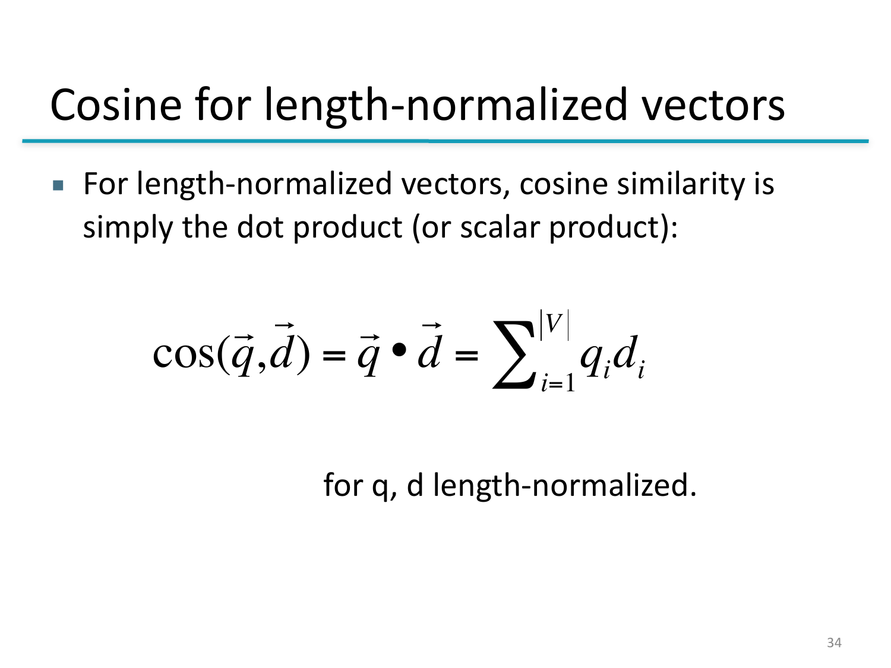# Cosine for length-normalized vectors

- For length-normalized vectors, cosine similarity is simply the dot product (or scalar product):

$$\cos(\vec{q},\vec{d}) = \vec{q} \bullet \vec{d} = \sum_{i=1}^{|V|} q_i d_i$$

for q, d length-normalized.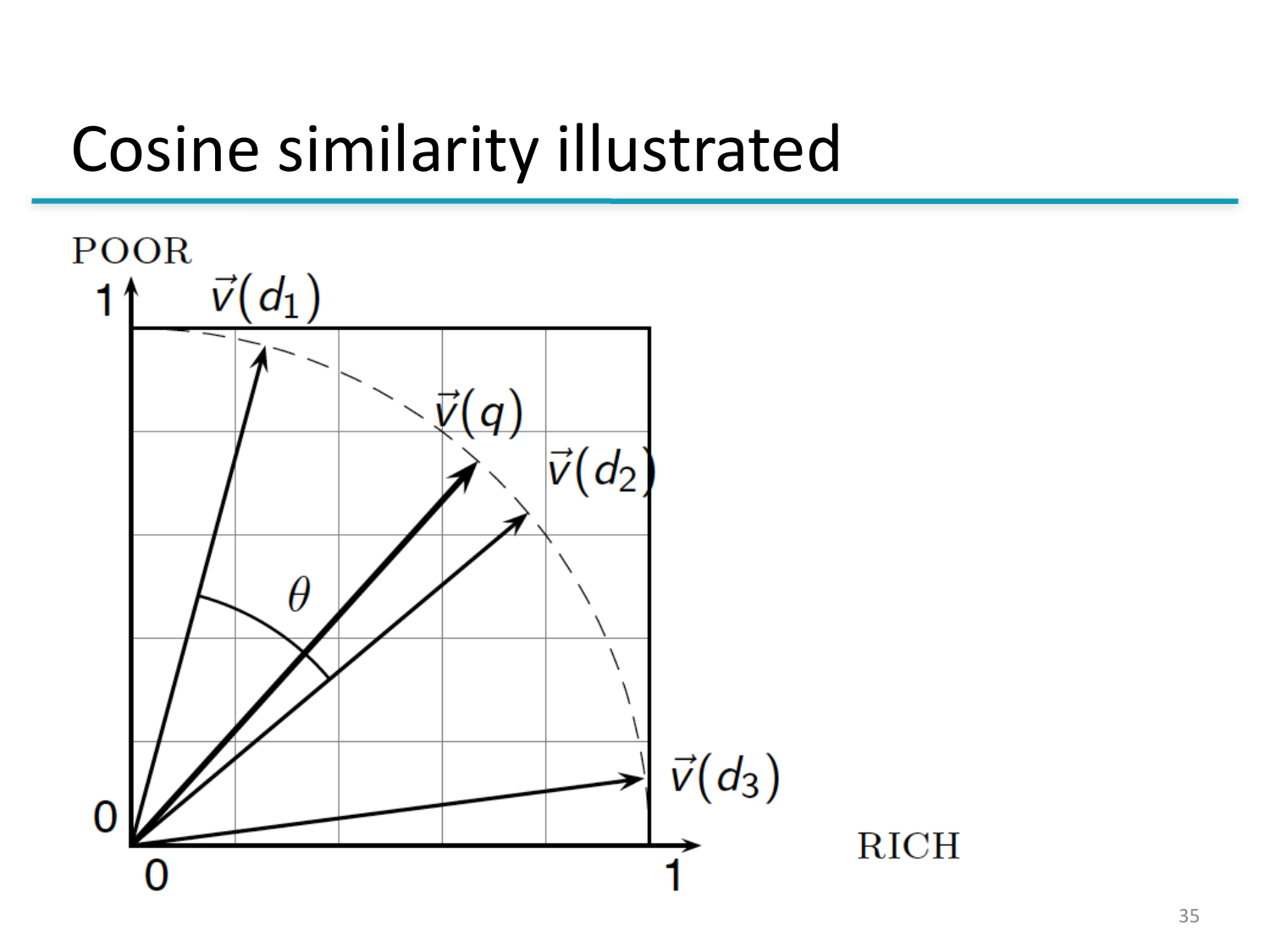# Cosine similarity illustrated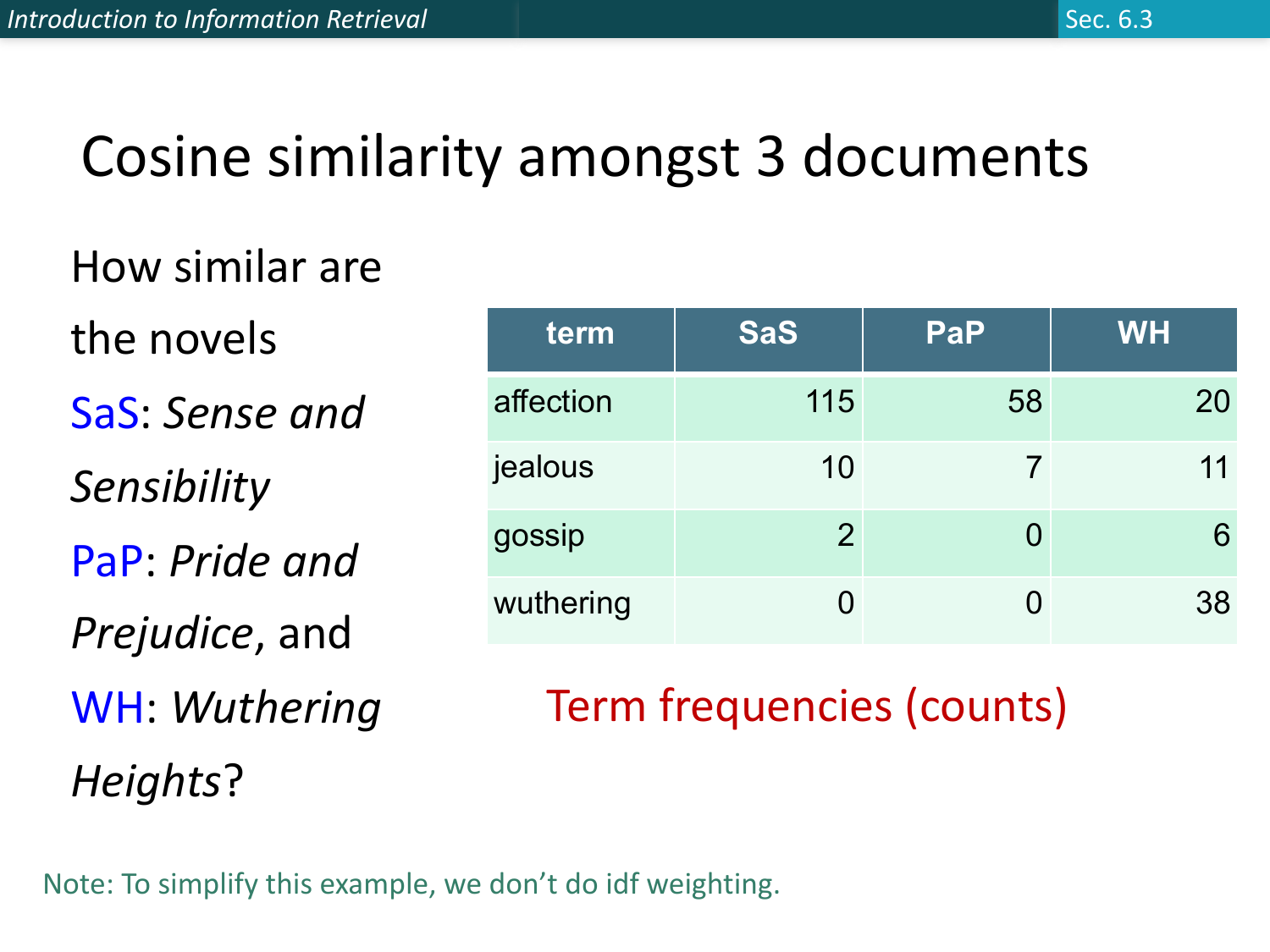# Cosine similarity amongst 3 documents

How similar are the novels

SaS: *Sense and Sensibility*

PaP: *Pride and Prejudice*, and

WH: *Wuthering Heights*?

| term | SaS | PaP | WH |
|---|---|---|---|
| affection | 115 | 58 | 20 |
| jealous | 10 | 7 | 11 |
| gossip | 2 | 0 | 6 |
| wuthering | 0 | 0 | 38 |

Term frequencies (counts)

Note: To simplify this example, we don't do idf weighting.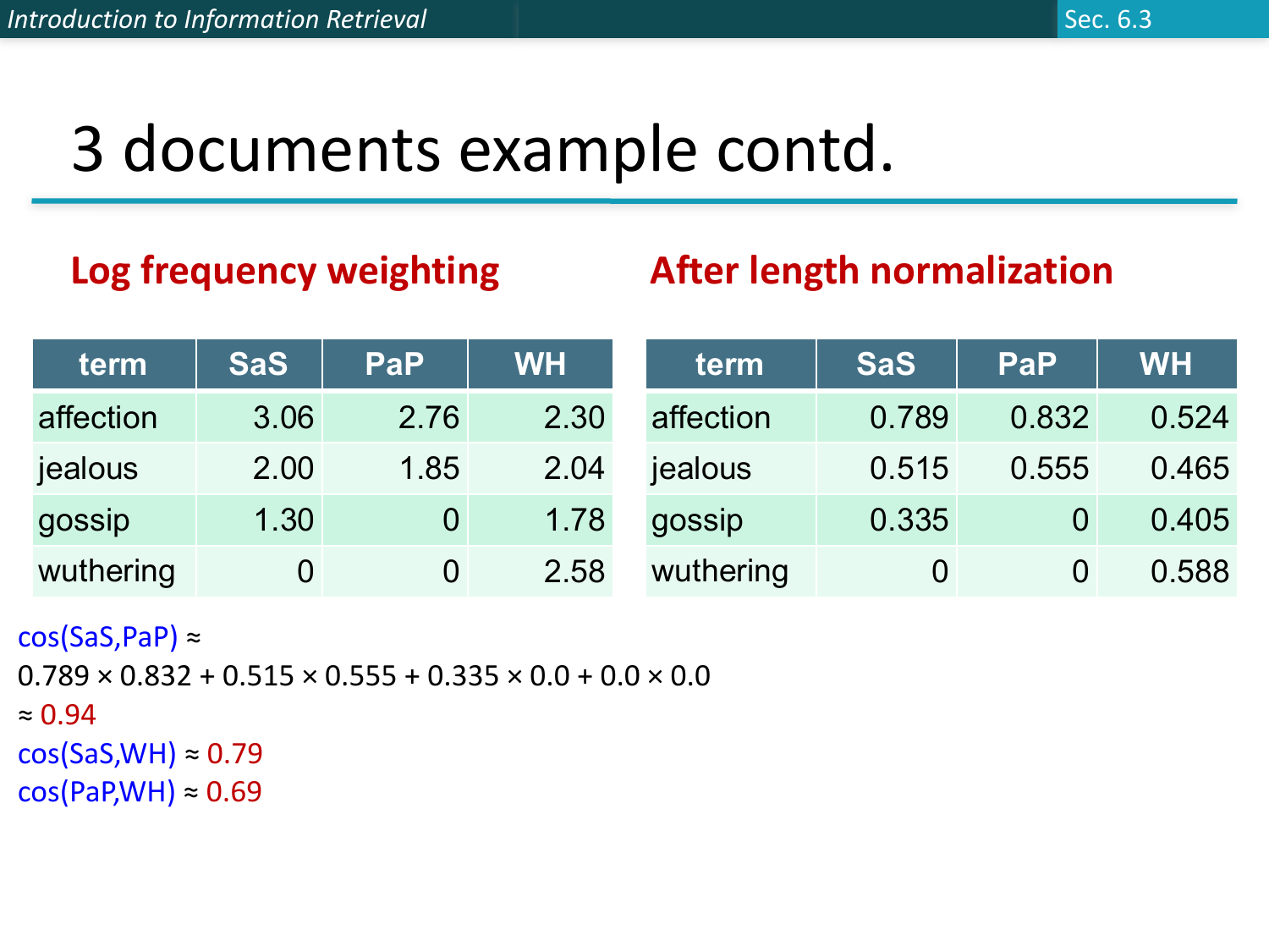// Note: the running header ("Introduction to Information Retrieval", "Sec. 6.3") is omitted per the page-header rules.

# 3 documents example contd.

## Log frequency weighting

| term | SaS | PaP | WH |
|---|---|---|---|
| affection | 3.06 | 2.76 | 2.30 |
| jealous | 2.00 | 1.85 | 2.04 |
| gossip | 1.30 | 0 | 1.78 |
| wuthering | 0 | 0 | 2.58 |

## After length normalization

| term | SaS | PaP | WH |
|---|---|---|---|
| affection | 0.789 | 0.832 | 0.524 |
| jealous | 0.515 | 0.555 | 0.465 |
| gossip | 0.335 | 0 | 0.405 |
| wuthering | 0 | 0 | 0.588 |

cos(SaS,PaP) ≈

$0.789 \times 0.832 + 0.515 \times 0.555 + 0.335 \times 0.0 + 0.0 \times 0.0$

≈ 0.94

cos(SaS,WH) ≈ 0.79

cos(PaP,WH) ≈ 0.69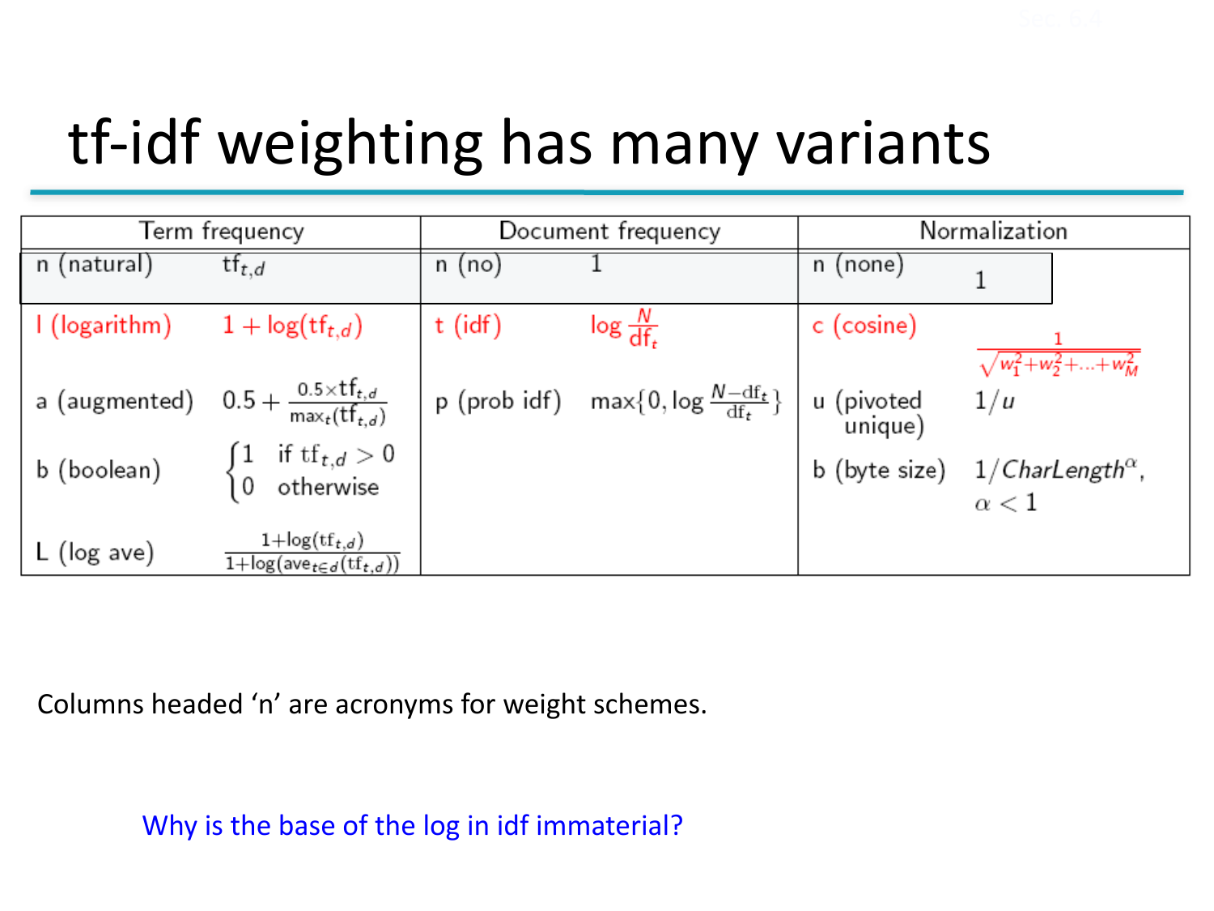# tf-idf weighting has many variants

| Term frequency | | Document frequency | | Normalization | |
|---|---|---|---|---|---|
| n (natural) | $\text{tf}_{t,d}$ | n (no) | 1 | n (none) | 1 |
| l (logarithm) | $1 + \log(\text{tf}_{t,d})$ | t (idf) | $\log \frac{N}{\text{df}_t}$ | c (cosine) | $\frac{1}{\sqrt{w_1^2 + w_2^2 + \ldots + w_M^2}}$ |
| a (augmented) | $0.5 + \frac{0.5 \times \text{tf}_{t,d}}{\max_t(\text{tf}_{t,d})}$ | p (prob idf) | $\max\{0, \log \frac{N - \text{df}_t}{\text{df}_t}\}$ | u (pivoted unique) | $1/u$ |
| b (boolean) | $\begin{cases} 1 & \text{if } \text{tf}_{t,d} > 0 \\ 0 & \text{otherwise} \end{cases}$ | | | b (byte size) | $1/\mathit{CharLength}^{\alpha}$, $\alpha < 1$ |
| L (log ave) | $\frac{1 + \log(\text{tf}_{t,d})}{1 + \log(\text{ave}_{t \in d}(\text{tf}_{t,d}))}$ | | | | |

Columns headed 'n' are acronyms for weight schemes.

Why is the base of the log in idf immaterial?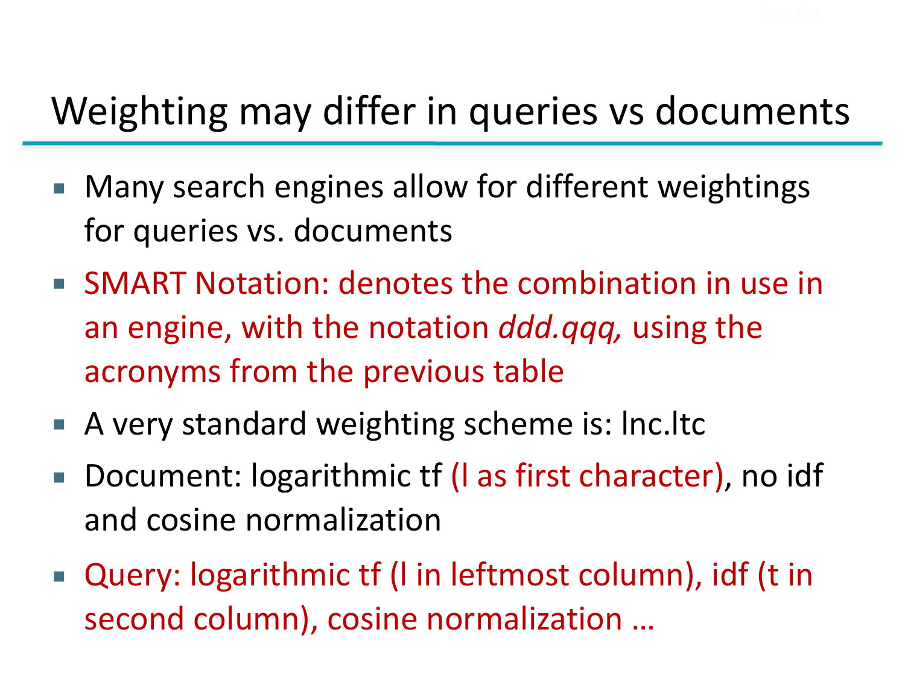# Weighting may differ in queries vs documents

- Many search engines allow for different weightings for queries vs. documents
- SMART Notation: denotes the combination in use in an engine, with the notation *ddd.qqq,* using the acronyms from the previous table
- A very standard weighting scheme is: lnc.ltc
- Document: logarithmic tf (l as first character), no idf and cosine normalization
- Query: logarithmic tf (l in leftmost column), idf (t in second column), cosine normalization …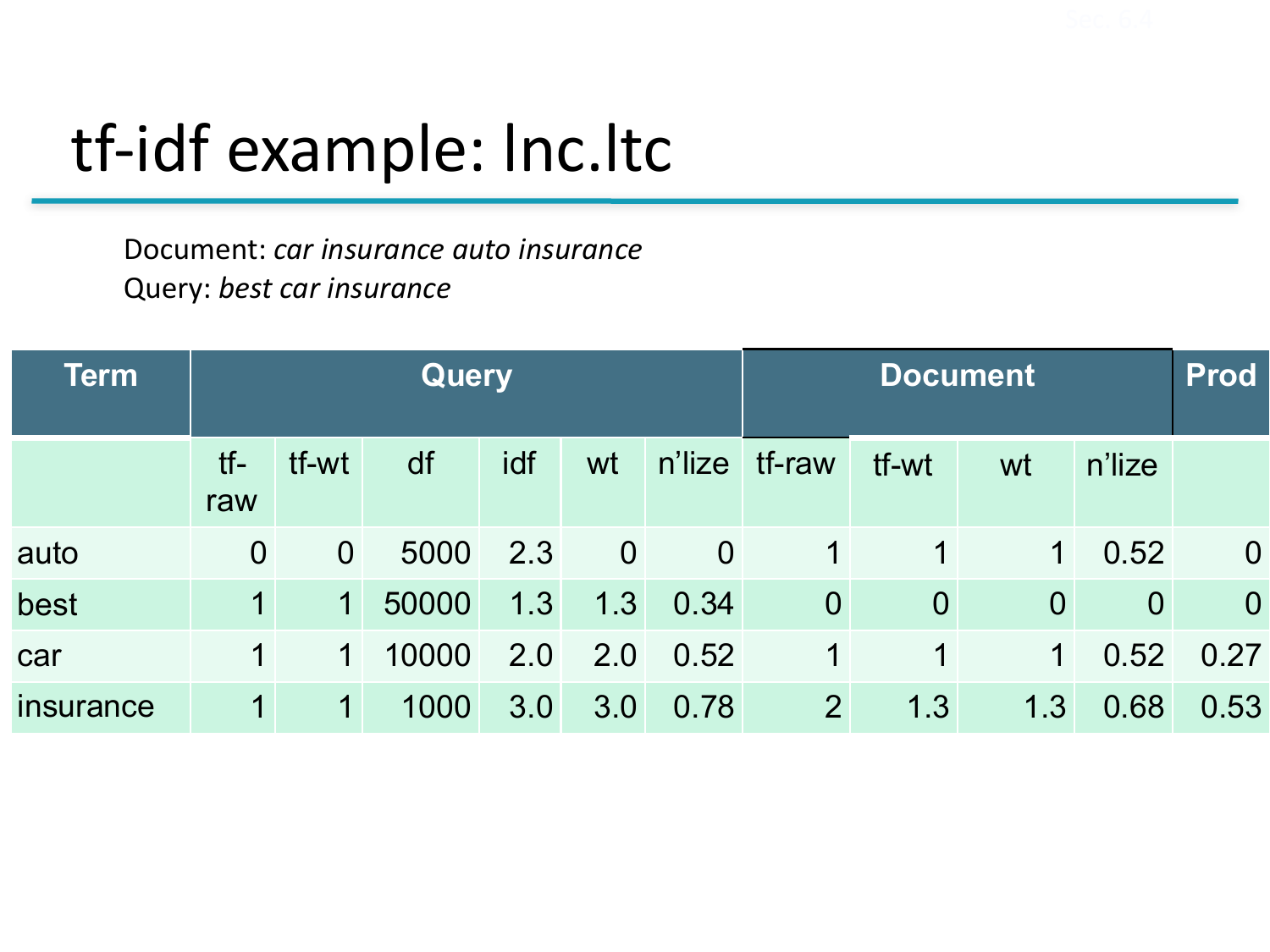# tf-idf example: lnc.ltc

Document: *car insurance auto insurance*
Query: *best car insurance*

| Term | Query | | | | | | Document | | | | Prod |
|---|---|---|---|---|---|---|---|---|---|---|---|
| | tf-raw | tf-wt | df | idf | wt | n'lize | tf-raw | tf-wt | wt | n'lize | |
| auto | 0 | 0 | 5000 | 2.3 | 0 | 0 | 1 | 1 | 1 | 0.52 | 0 |
| best | 1 | 1 | 50000 | 1.3 | 1.3 | 0.34 | 0 | 0 | 0 | 0 | 0 |
| car | 1 | 1 | 10000 | 2.0 | 2.0 | 0.52 | 1 | 1 | 1 | 0.52 | 0.27 |
| insurance | 1 | 1 | 1000 | 3.0 | 3.0 | 0.78 | 2 | 1.3 | 1.3 | 0.68 | 0.53 |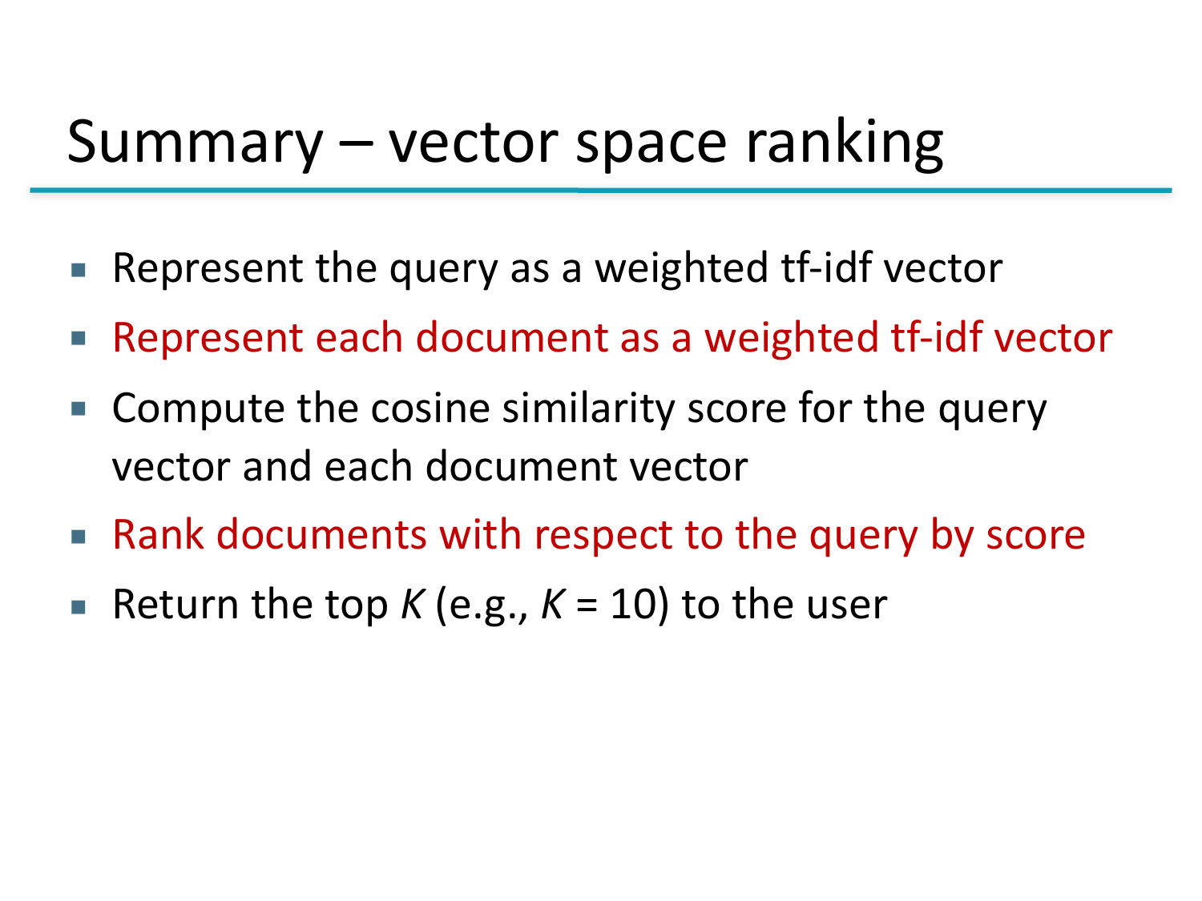# Summary – vector space ranking

- Represent the query as a weighted tf-idf vector
- Represent each document as a weighted tf-idf vector
- Compute the cosine similarity score for the query vector and each document vector
- Rank documents with respect to the query by score
- Return the top $K$ (e.g., $K = 10$) to the user